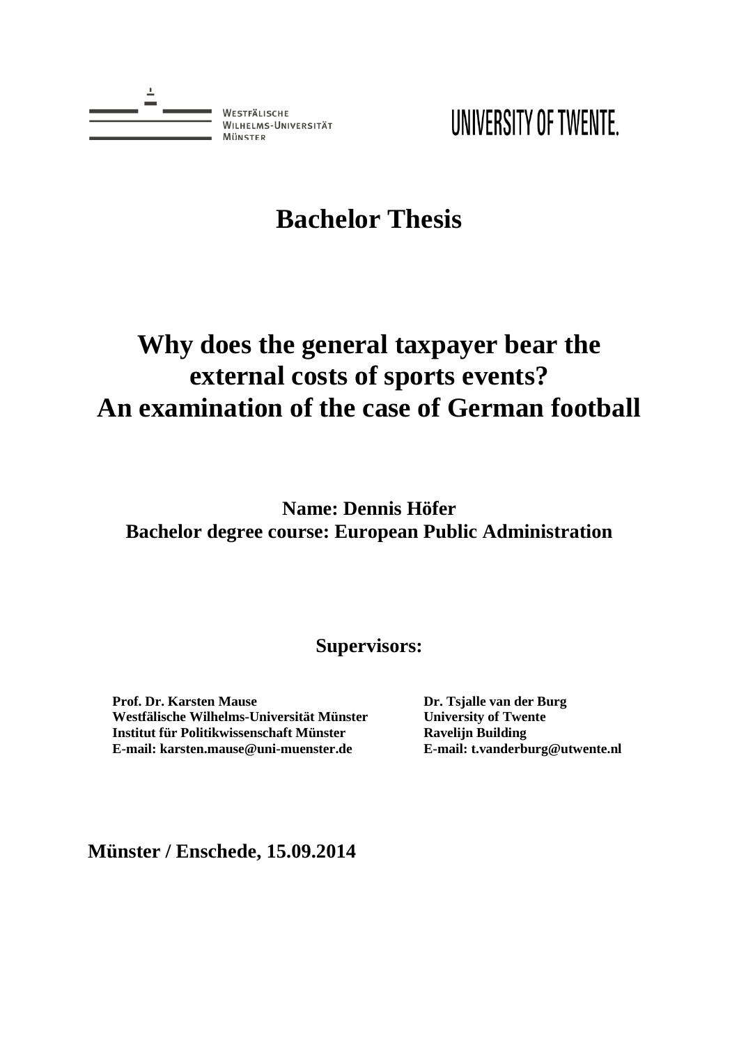Westfälische Wilhelms-Universität Münster

UNIVERSITY OF TWENTE.

# Bachelor Thesis

# Why does the general taxpayer bear the external costs of sports events? An examination of the case of German football

**Name: Dennis Höfer**
**Bachelor degree course: European Public Administration**

**Supervisors:**

**Prof. Dr. Karsten Mause**
**Westfälische Wilhelms-Universität Münster**
**Institut für Politikwissenschaft Münster**
**E-mail: karsten.mause@uni-muenster.de**

**Dr. Tsjalle van der Burg**
**University of Twente**
**Ravelijn Building**
**E-mail: t.vanderburg@utwente.nl**

**Münster / Enschede, 15.09.2014**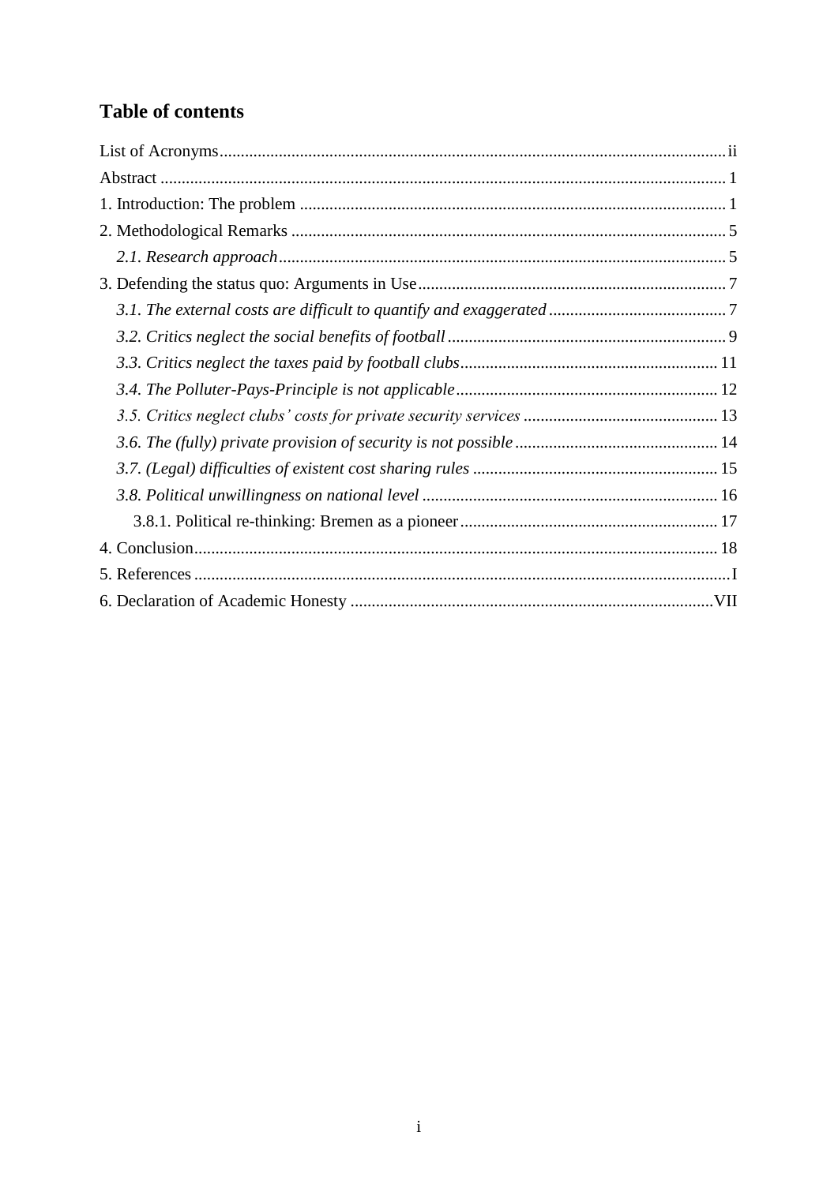## Table of contents

List of Acronyms ii
Abstract 1
1. Introduction: The problem 1
2. Methodological Remarks 5
    *2.1. Research approach* 5
3. Defending the status quo: Arguments in Use 7
    *3.1. The external costs are difficult to quantify and exaggerated* 7
    *3.2. Critics neglect the social benefits of football* 9
    *3.3. Critics neglect the taxes paid by football clubs* 11
    *3.4. The Polluter-Pays-Principle is not applicable* 12
    *3.5. Critics neglect clubs' costs for private security services* 13
    *3.6. The (fully) private provision of security is not possible* 14
    *3.7. (Legal) difficulties of existent cost sharing rules* 15
    *3.8. Political unwillingness on national level* 16
        3.8.1. Political re-thinking: Bremen as a pioneer 17
4. Conclusion 18
5. References I
6. Declaration of Academic Honesty VII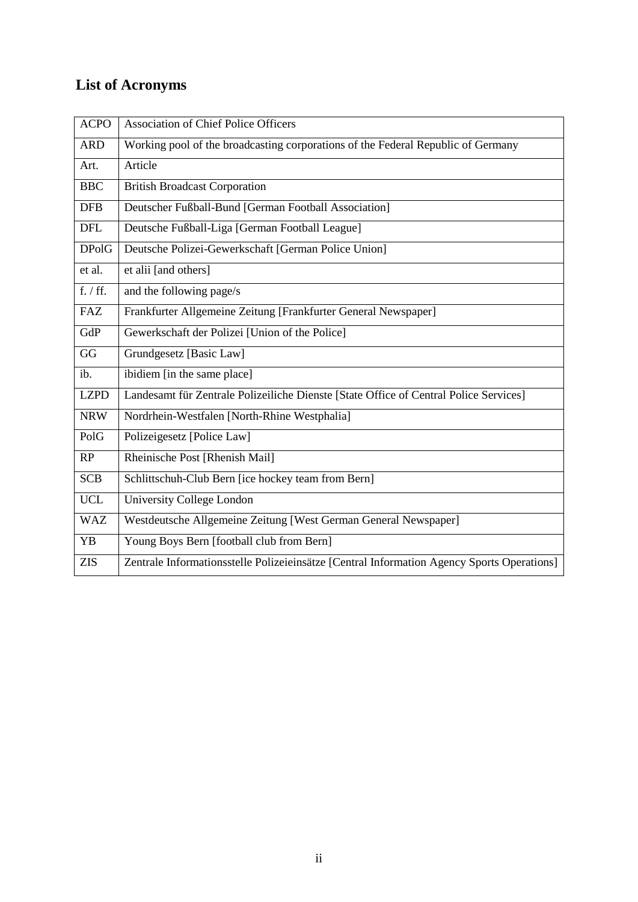## List of Acronyms

| | |
|---|---|
| ACPO | Association of Chief Police Officers |
| ARD | Working pool of the broadcasting corporations of the Federal Republic of Germany |
| Art. | Article |
| BBC | British Broadcast Corporation |
| DFB | Deutscher Fußball-Bund [German Football Association] |
| DFL | Deutsche Fußball-Liga [German Football League] |
| DPolG | Deutsche Polizei-Gewerkschaft [German Police Union] |
| et al. | et alii [and others] |
| f. / ff. | and the following page/s |
| FAZ | Frankfurter Allgemeine Zeitung [Frankfurter General Newspaper] |
| GdP | Gewerkschaft der Polizei [Union of the Police] |
| GG | Grundgesetz [Basic Law] |
| ib. | ibidiem [in the same place] |
| LZPD | Landesamt für Zentrale Polizeiliche Dienste [State Office of Central Police Services] |
| NRW | Nordrhein-Westfalen [North-Rhine Westphalia] |
| PolG | Polizeigesetz [Police Law] |
| RP | Rheinische Post [Rhenish Mail] |
| SCB | Schlittschuh-Club Bern [ice hockey team from Bern] |
| UCL | University College London |
| WAZ | Westdeutsche Allgemeine Zeitung [West German General Newspaper] |
| YB | Young Boys Bern [football club from Bern] |
| ZIS | Zentrale Informationsstelle Polizeieinsätze [Central Information Agency Sports Operations] |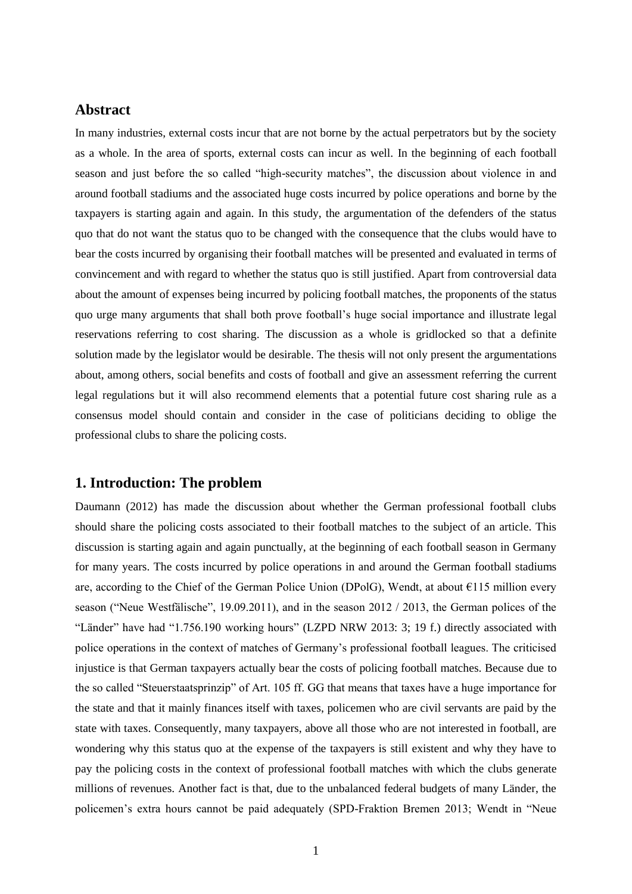## Abstract

In many industries, external costs incur that are not borne by the actual perpetrators but by the society as a whole. In the area of sports, external costs can incur as well. In the beginning of each football season and just before the so called "high-security matches", the discussion about violence in and around football stadiums and the associated huge costs incurred by police operations and borne by the taxpayers is starting again and again. In this study, the argumentation of the defenders of the status quo that do not want the status quo to be changed with the consequence that the clubs would have to bear the costs incurred by organising their football matches will be presented and evaluated in terms of convincement and with regard to whether the status quo is still justified. Apart from controversial data about the amount of expenses being incurred by policing football matches, the proponents of the status quo urge many arguments that shall both prove football's huge social importance and illustrate legal reservations referring to cost sharing. The discussion as a whole is gridlocked so that a definite solution made by the legislator would be desirable. The thesis will not only present the argumentations about, among others, social benefits and costs of football and give an assessment referring the current legal regulations but it will also recommend elements that a potential future cost sharing rule as a consensus model should contain and consider in the case of politicians deciding to oblige the professional clubs to share the policing costs.

## 1. Introduction: The problem

Daumann (2012) has made the discussion about whether the German professional football clubs should share the policing costs associated to their football matches to the subject of an article. This discussion is starting again and again punctually, at the beginning of each football season in Germany for many years. The costs incurred by police operations in and around the German football stadiums are, according to the Chief of the German Police Union (DPolG), Wendt, at about €115 million every season ("Neue Westfälische", 19.09.2011), and in the season 2012 / 2013, the German polices of the "Länder" have had "1.756.190 working hours" (LZPD NRW 2013: 3; 19 f.) directly associated with police operations in the context of matches of Germany's professional football leagues. The criticised injustice is that German taxpayers actually bear the costs of policing football matches. Because due to the so called "Steuerstaatsprinzip" of Art. 105 ff. GG that means that taxes have a huge importance for the state and that it mainly finances itself with taxes, policemen who are civil servants are paid by the state with taxes. Consequently, many taxpayers, above all those who are not interested in football, are wondering why this status quo at the expense of the taxpayers is still existent and why they have to pay the policing costs in the context of professional football matches with which the clubs generate millions of revenues. Another fact is that, due to the unbalanced federal budgets of many Länder, the policemen's extra hours cannot be paid adequately (SPD-Fraktion Bremen 2013; Wendt in "Neue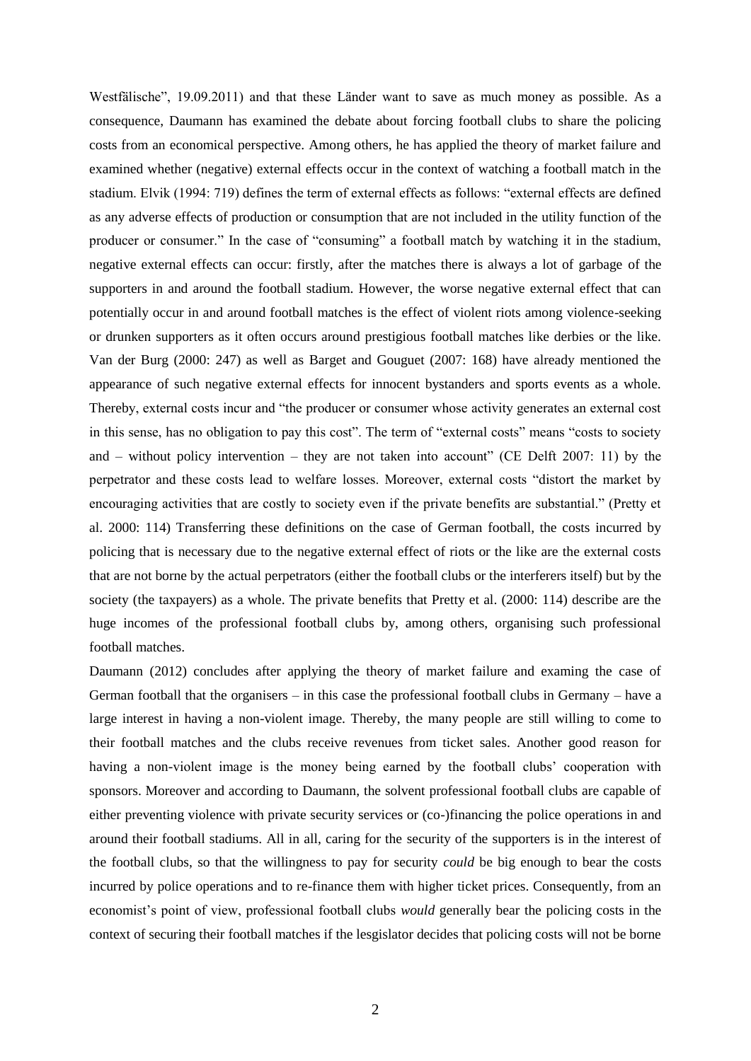Westfälische", 19.09.2011) and that these Länder want to save as much money as possible. As a consequence, Daumann has examined the debate about forcing football clubs to share the policing costs from an economical perspective. Among others, he has applied the theory of market failure and examined whether (negative) external effects occur in the context of watching a football match in the stadium. Elvik (1994: 719) defines the term of external effects as follows: "external effects are defined as any adverse effects of production or consumption that are not included in the utility function of the producer or consumer." In the case of "consuming" a football match by watching it in the stadium, negative external effects can occur: firstly, after the matches there is always a lot of garbage of the supporters in and around the football stadium. However, the worse negative external effect that can potentially occur in and around football matches is the effect of violent riots among violence-seeking or drunken supporters as it often occurs around prestigious football matches like derbies or the like. Van der Burg (2000: 247) as well as Barget and Gouguet (2007: 168) have already mentioned the appearance of such negative external effects for innocent bystanders and sports events as a whole. Thereby, external costs incur and "the producer or consumer whose activity generates an external cost in this sense, has no obligation to pay this cost". The term of "external costs" means "costs to society and – without policy intervention – they are not taken into account" (CE Delft 2007: 11) by the perpetrator and these costs lead to welfare losses. Moreover, external costs "distort the market by encouraging activities that are costly to society even if the private benefits are substantial." (Pretty et al. 2000: 114) Transferring these definitions on the case of German football, the costs incurred by policing that is necessary due to the negative external effect of riots or the like are the external costs that are not borne by the actual perpetrators (either the football clubs or the interferers itself) but by the society (the taxpayers) as a whole. The private benefits that Pretty et al. (2000: 114) describe are the huge incomes of the professional football clubs by, among others, organising such professional football matches.

Daumann (2012) concludes after applying the theory of market failure and examing the case of German football that the organisers – in this case the professional football clubs in Germany – have a large interest in having a non-violent image. Thereby, the many people are still willing to come to their football matches and the clubs receive revenues from ticket sales. Another good reason for having a non-violent image is the money being earned by the football clubs' cooperation with sponsors. Moreover and according to Daumann, the solvent professional football clubs are capable of either preventing violence with private security services or (co-)financing the police operations in and around their football stadiums. All in all, caring for the security of the supporters is in the interest of the football clubs, so that the willingness to pay for security *could* be big enough to bear the costs incurred by police operations and to re-finance them with higher ticket prices. Consequently, from an economist's point of view, professional football clubs *would* generally bear the policing costs in the context of securing their football matches if the lesgislator decides that policing costs will not be borne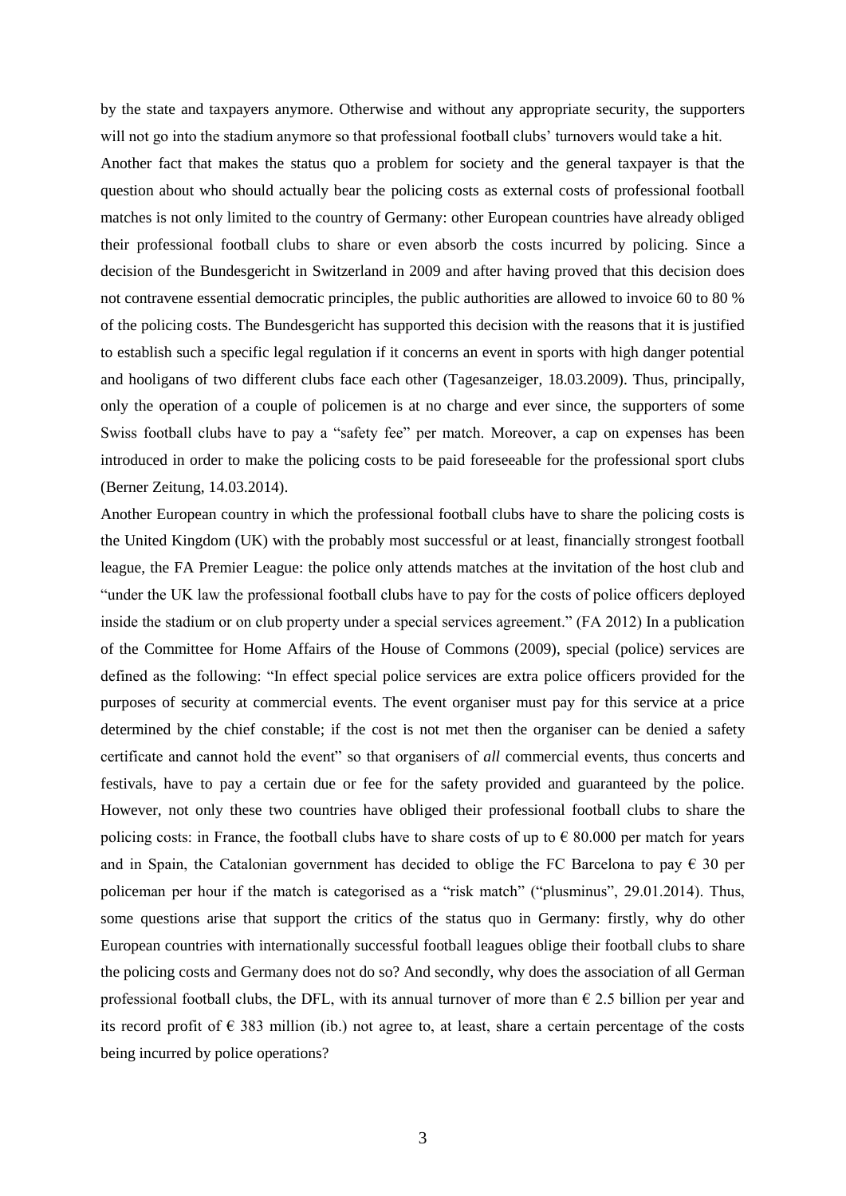by the state and taxpayers anymore. Otherwise and without any appropriate security, the supporters will not go into the stadium anymore so that professional football clubs' turnovers would take a hit.

Another fact that makes the status quo a problem for society and the general taxpayer is that the question about who should actually bear the policing costs as external costs of professional football matches is not only limited to the country of Germany: other European countries have already obliged their professional football clubs to share or even absorb the costs incurred by policing. Since a decision of the Bundesgericht in Switzerland in 2009 and after having proved that this decision does not contravene essential democratic principles, the public authorities are allowed to invoice 60 to 80 % of the policing costs. The Bundesgericht has supported this decision with the reasons that it is justified to establish such a specific legal regulation if it concerns an event in sports with high danger potential and hooligans of two different clubs face each other (Tagesanzeiger, 18.03.2009). Thus, principally, only the operation of a couple of policemen is at no charge and ever since, the supporters of some Swiss football clubs have to pay a "safety fee" per match. Moreover, a cap on expenses has been introduced in order to make the policing costs to be paid foreseeable for the professional sport clubs (Berner Zeitung, 14.03.2014).

Another European country in which the professional football clubs have to share the policing costs is the United Kingdom (UK) with the probably most successful or at least, financially strongest football league, the FA Premier League: the police only attends matches at the invitation of the host club and "under the UK law the professional football clubs have to pay for the costs of police officers deployed inside the stadium or on club property under a special services agreement." (FA 2012) In a publication of the Committee for Home Affairs of the House of Commons (2009), special (police) services are defined as the following: "In effect special police services are extra police officers provided for the purposes of security at commercial events. The event organiser must pay for this service at a price determined by the chief constable; if the cost is not met then the organiser can be denied a safety certificate and cannot hold the event" so that organisers of *all* commercial events, thus concerts and festivals, have to pay a certain due or fee for the safety provided and guaranteed by the police. However, not only these two countries have obliged their professional football clubs to share the policing costs: in France, the football clubs have to share costs of up to € 80.000 per match for years and in Spain, the Catalonian government has decided to oblige the FC Barcelona to pay € 30 per policeman per hour if the match is categorised as a "risk match" ("plusminus", 29.01.2014). Thus, some questions arise that support the critics of the status quo in Germany: firstly, why do other European countries with internationally successful football leagues oblige their football clubs to share the policing costs and Germany does not do so? And secondly, why does the association of all German professional football clubs, the DFL, with its annual turnover of more than € 2.5 billion per year and its record profit of € 383 million (ib.) not agree to, at least, share a certain percentage of the costs being incurred by police operations?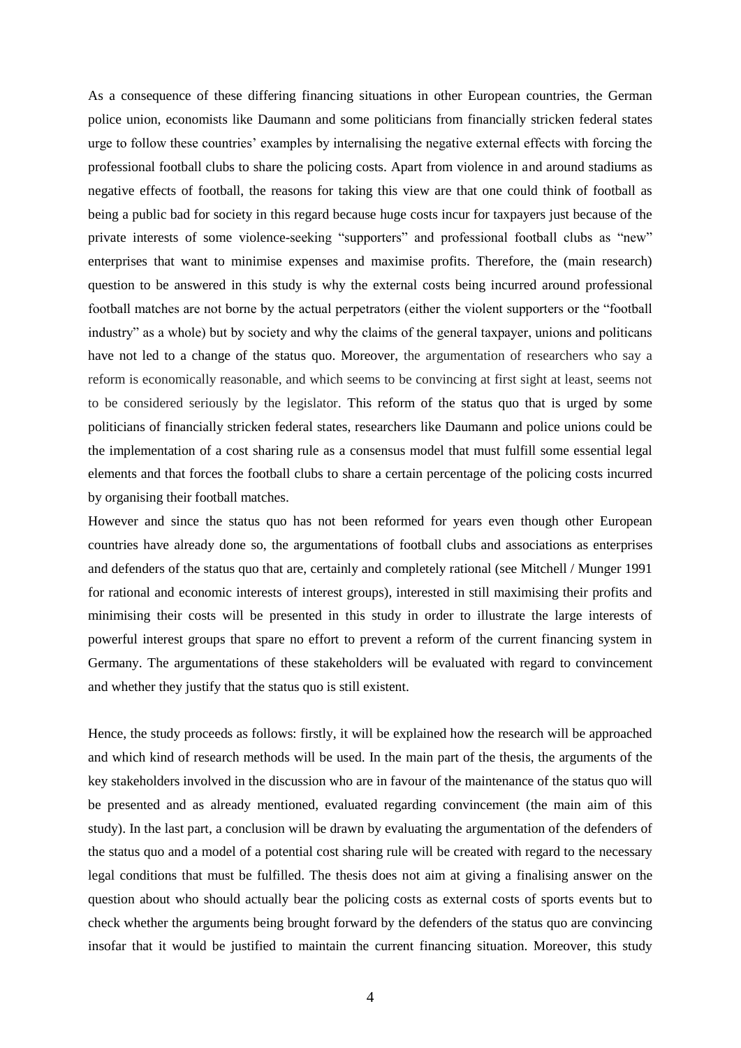As a consequence of these differing financing situations in other European countries, the German police union, economists like Daumann and some politicians from financially stricken federal states urge to follow these countries' examples by internalising the negative external effects with forcing the professional football clubs to share the policing costs. Apart from violence in and around stadiums as negative effects of football, the reasons for taking this view are that one could think of football as being a public bad for society in this regard because huge costs incur for taxpayers just because of the private interests of some violence-seeking "supporters" and professional football clubs as "new" enterprises that want to minimise expenses and maximise profits. Therefore, the (main research) question to be answered in this study is why the external costs being incurred around professional football matches are not borne by the actual perpetrators (either the violent supporters or the "football industry" as a whole) but by society and why the claims of the general taxpayer, unions and politicans have not led to a change of the status quo. Moreover, the argumentation of researchers who say a reform is economically reasonable, and which seems to be convincing at first sight at least, seems not to be considered seriously by the legislator. This reform of the status quo that is urged by some politicians of financially stricken federal states, researchers like Daumann and police unions could be the implementation of a cost sharing rule as a consensus model that must fulfill some essential legal elements and that forces the football clubs to share a certain percentage of the policing costs incurred by organising their football matches.

However and since the status quo has not been reformed for years even though other European countries have already done so, the argumentations of football clubs and associations as enterprises and defenders of the status quo that are, certainly and completely rational (see Mitchell / Munger 1991 for rational and economic interests of interest groups), interested in still maximising their profits and minimising their costs will be presented in this study in order to illustrate the large interests of powerful interest groups that spare no effort to prevent a reform of the current financing system in Germany. The argumentations of these stakeholders will be evaluated with regard to convincement and whether they justify that the status quo is still existent.

Hence, the study proceeds as follows: firstly, it will be explained how the research will be approached and which kind of research methods will be used. In the main part of the thesis, the arguments of the key stakeholders involved in the discussion who are in favour of the maintenance of the status quo will be presented and as already mentioned, evaluated regarding convincement (the main aim of this study). In the last part, a conclusion will be drawn by evaluating the argumentation of the defenders of the status quo and a model of a potential cost sharing rule will be created with regard to the necessary legal conditions that must be fulfilled. The thesis does not aim at giving a finalising answer on the question about who should actually bear the policing costs as external costs of sports events but to check whether the arguments being brought forward by the defenders of the status quo are convincing insofar that it would be justified to maintain the current financing situation. Moreover, this study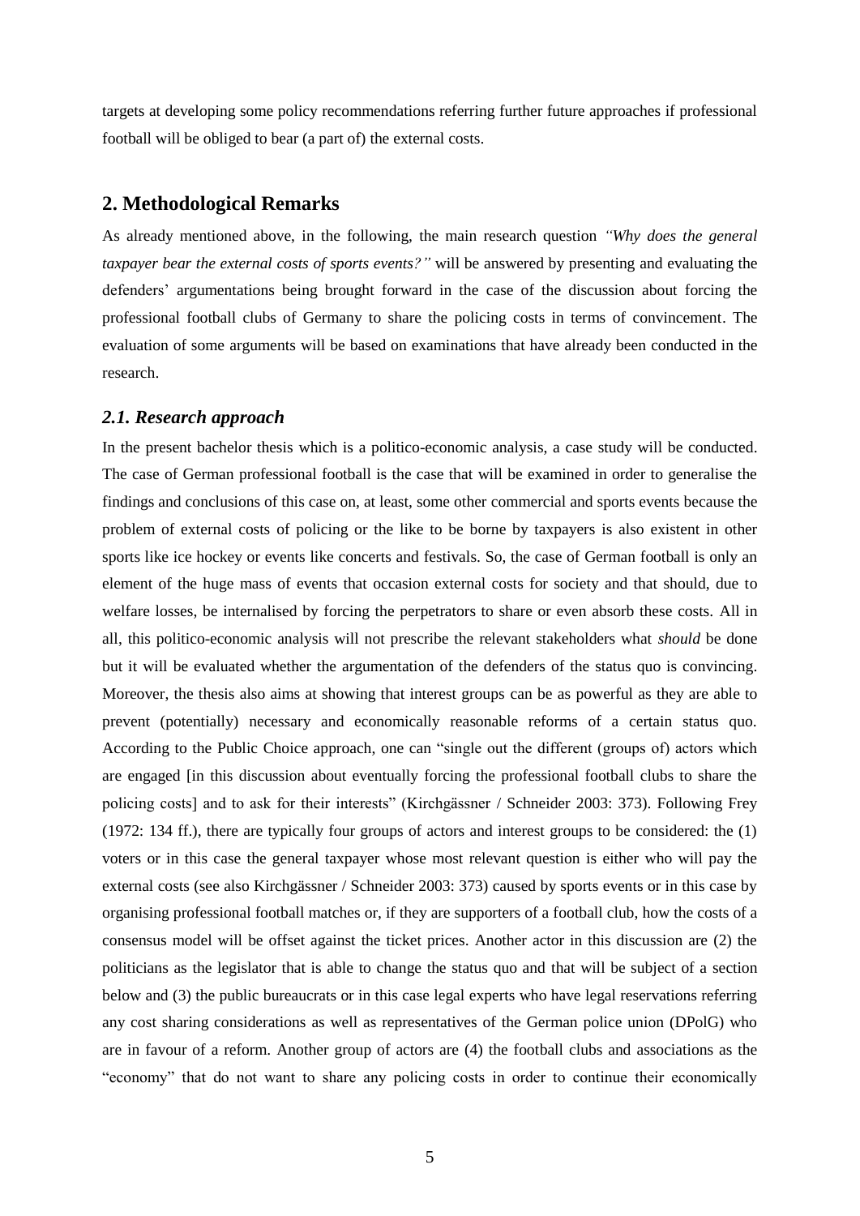targets at developing some policy recommendations referring further future approaches if professional football will be obliged to bear (a part of) the external costs.

## 2. Methodological Remarks

As already mentioned above, in the following, the main research question *"Why does the general taxpayer bear the external costs of sports events?"* will be answered by presenting and evaluating the defenders' argumentations being brought forward in the case of the discussion about forcing the professional football clubs of Germany to share the policing costs in terms of convincement. The evaluation of some arguments will be based on examinations that have already been conducted in the research.

### *2.1. Research approach*

In the present bachelor thesis which is a politico-economic analysis, a case study will be conducted. The case of German professional football is the case that will be examined in order to generalise the findings and conclusions of this case on, at least, some other commercial and sports events because the problem of external costs of policing or the like to be borne by taxpayers is also existent in other sports like ice hockey or events like concerts and festivals. So, the case of German football is only an element of the huge mass of events that occasion external costs for society and that should, due to welfare losses, be internalised by forcing the perpetrators to share or even absorb these costs. All in all, this politico-economic analysis will not prescribe the relevant stakeholders what *should* be done but it will be evaluated whether the argumentation of the defenders of the status quo is convincing. Moreover, the thesis also aims at showing that interest groups can be as powerful as they are able to prevent (potentially) necessary and economically reasonable reforms of a certain status quo. According to the Public Choice approach, one can "single out the different (groups of) actors which are engaged [in this discussion about eventually forcing the professional football clubs to share the policing costs] and to ask for their interests" (Kirchgässner / Schneider 2003: 373). Following Frey (1972: 134 ff.), there are typically four groups of actors and interest groups to be considered: the (1) voters or in this case the general taxpayer whose most relevant question is either who will pay the external costs (see also Kirchgässner / Schneider 2003: 373) caused by sports events or in this case by organising professional football matches or, if they are supporters of a football club, how the costs of a consensus model will be offset against the ticket prices. Another actor in this discussion are (2) the politicians as the legislator that is able to change the status quo and that will be subject of a section below and (3) the public bureaucrats or in this case legal experts who have legal reservations referring any cost sharing considerations as well as representatives of the German police union (DPolG) who are in favour of a reform. Another group of actors are (4) the football clubs and associations as the "economy" that do not want to share any policing costs in order to continue their economically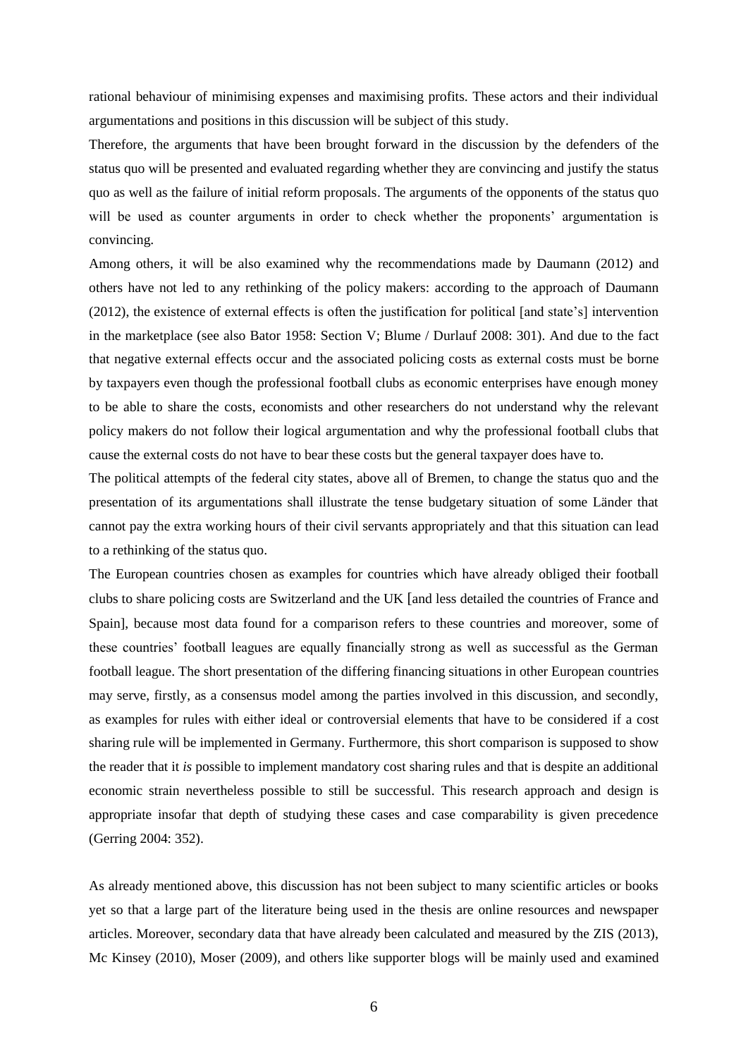rational behaviour of minimising expenses and maximising profits. These actors and their individual argumentations and positions in this discussion will be subject of this study.

Therefore, the arguments that have been brought forward in the discussion by the defenders of the status quo will be presented and evaluated regarding whether they are convincing and justify the status quo as well as the failure of initial reform proposals. The arguments of the opponents of the status quo will be used as counter arguments in order to check whether the proponents' argumentation is convincing.

Among others, it will be also examined why the recommendations made by Daumann (2012) and others have not led to any rethinking of the policy makers: according to the approach of Daumann (2012), the existence of external effects is often the justification for political [and state's] intervention in the marketplace (see also Bator 1958: Section V; Blume / Durlauf 2008: 301). And due to the fact that negative external effects occur and the associated policing costs as external costs must be borne by taxpayers even though the professional football clubs as economic enterprises have enough money to be able to share the costs, economists and other researchers do not understand why the relevant policy makers do not follow their logical argumentation and why the professional football clubs that cause the external costs do not have to bear these costs but the general taxpayer does have to.

The political attempts of the federal city states, above all of Bremen, to change the status quo and the presentation of its argumentations shall illustrate the tense budgetary situation of some Länder that cannot pay the extra working hours of their civil servants appropriately and that this situation can lead to a rethinking of the status quo.

The European countries chosen as examples for countries which have already obliged their football clubs to share policing costs are Switzerland and the UK [and less detailed the countries of France and Spain], because most data found for a comparison refers to these countries and moreover, some of these countries' football leagues are equally financially strong as well as successful as the German football league. The short presentation of the differing financing situations in other European countries may serve, firstly, as a consensus model among the parties involved in this discussion, and secondly, as examples for rules with either ideal or controversial elements that have to be considered if a cost sharing rule will be implemented in Germany. Furthermore, this short comparison is supposed to show the reader that it *is* possible to implement mandatory cost sharing rules and that is despite an additional economic strain nevertheless possible to still be successful. This research approach and design is appropriate insofar that depth of studying these cases and case comparability is given precedence (Gerring 2004: 352).

As already mentioned above, this discussion has not been subject to many scientific articles or books yet so that a large part of the literature being used in the thesis are online resources and newspaper articles. Moreover, secondary data that have already been calculated and measured by the ZIS (2013), Mc Kinsey (2010), Moser (2009), and others like supporter blogs will be mainly used and examined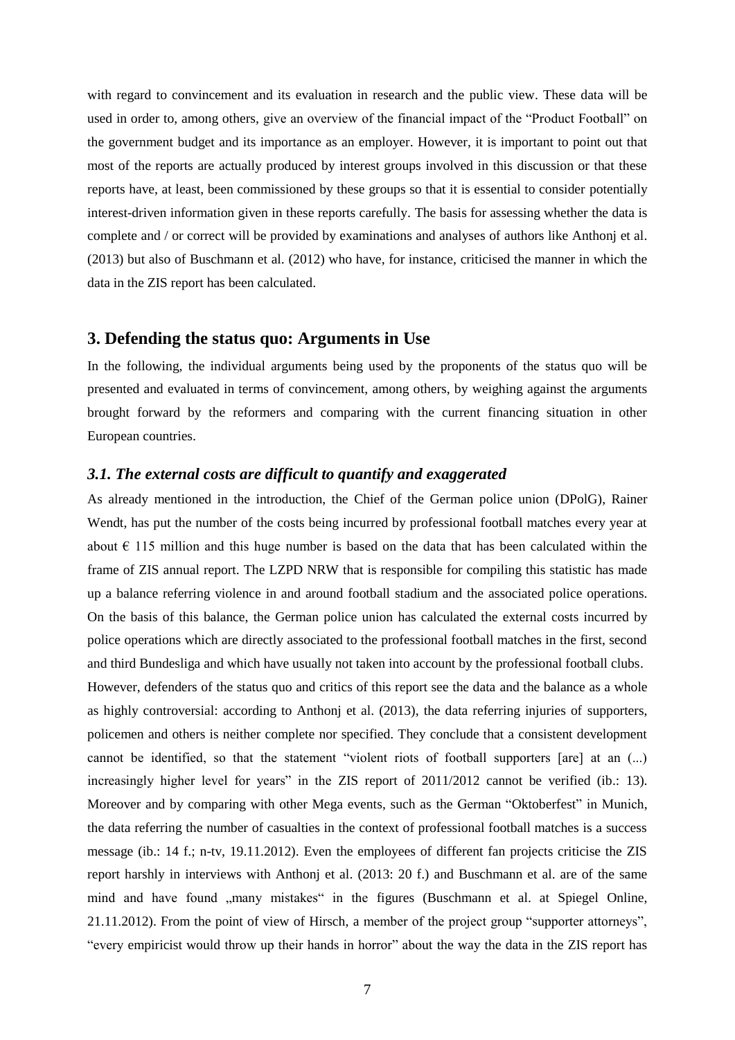with regard to convincement and its evaluation in research and the public view. These data will be used in order to, among others, give an overview of the financial impact of the "Product Football" on the government budget and its importance as an employer. However, it is important to point out that most of the reports are actually produced by interest groups involved in this discussion or that these reports have, at least, been commissioned by these groups so that it is essential to consider potentially interest-driven information given in these reports carefully. The basis for assessing whether the data is complete and / or correct will be provided by examinations and analyses of authors like Anthonj et al. (2013) but also of Buschmann et al. (2012) who have, for instance, criticised the manner in which the data in the ZIS report has been calculated.

## 3. Defending the status quo: Arguments in Use

In the following, the individual arguments being used by the proponents of the status quo will be presented and evaluated in terms of convincement, among others, by weighing against the arguments brought forward by the reformers and comparing with the current financing situation in other European countries.

### *3.1. The external costs are difficult to quantify and exaggerated*

As already mentioned in the introduction, the Chief of the German police union (DPolG), Rainer Wendt, has put the number of the costs being incurred by professional football matches every year at about € 115 million and this huge number is based on the data that has been calculated within the frame of ZIS annual report. The LZPD NRW that is responsible for compiling this statistic has made up a balance referring violence in and around football stadium and the associated police operations. On the basis of this balance, the German police union has calculated the external costs incurred by police operations which are directly associated to the professional football matches in the first, second and third Bundesliga and which have usually not taken into account by the professional football clubs.

However, defenders of the status quo and critics of this report see the data and the balance as a whole as highly controversial: according to Anthonj et al. (2013), the data referring injuries of supporters, policemen and others is neither complete nor specified. They conclude that a consistent development cannot be identified, so that the statement "violent riots of football supporters [are] at an (...) increasingly higher level for years" in the ZIS report of 2011/2012 cannot be verified (ib.: 13). Moreover and by comparing with other Mega events, such as the German "Oktoberfest" in Munich, the data referring the number of casualties in the context of professional football matches is a success message (ib.: 14 f.; n-tv, 19.11.2012). Even the employees of different fan projects criticise the ZIS report harshly in interviews with Anthonj et al. (2013: 20 f.) and Buschmann et al. are of the same mind and have found „many mistakes" in the figures (Buschmann et al. at Spiegel Online, 21.11.2012). From the point of view of Hirsch, a member of the project group "supporter attorneys", "every empiricist would throw up their hands in horror" about the way the data in the ZIS report has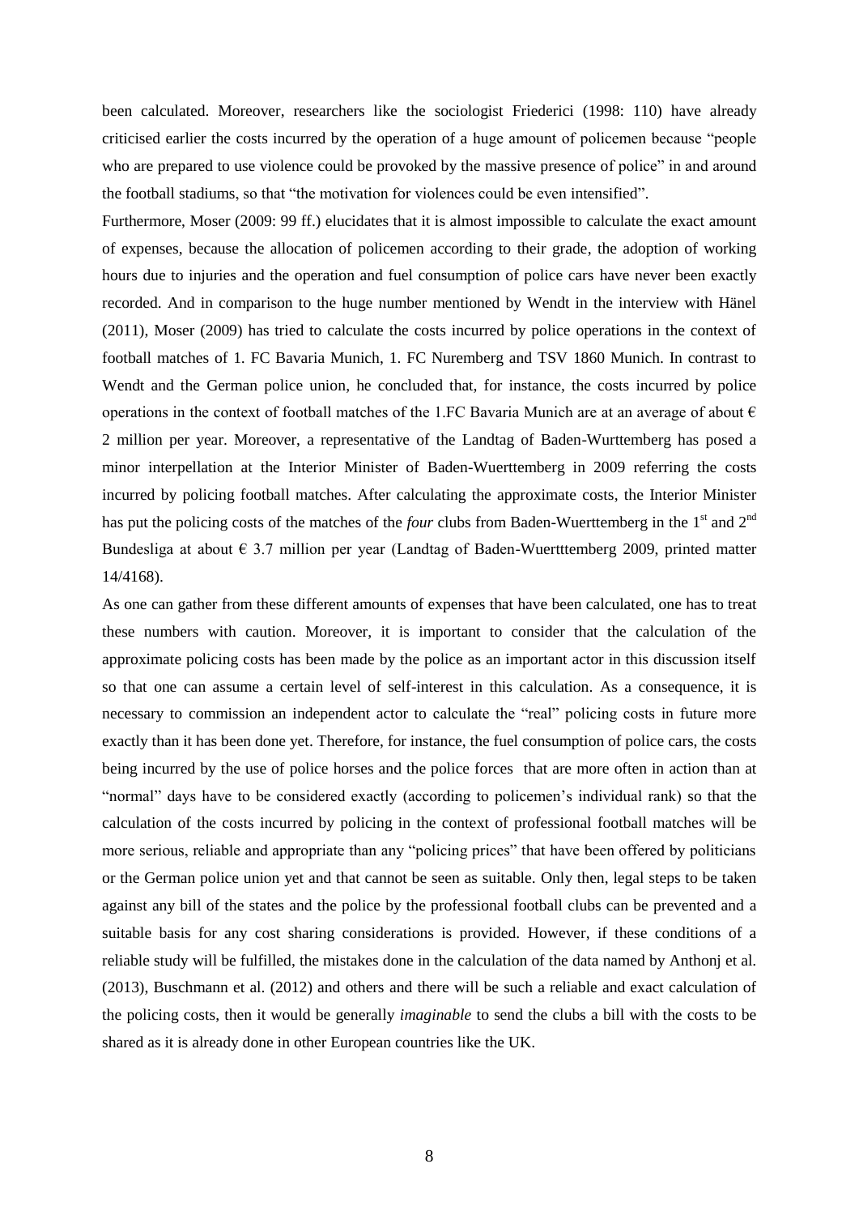been calculated. Moreover, researchers like the sociologist Friederici (1998: 110) have already criticised earlier the costs incurred by the operation of a huge amount of policemen because "people who are prepared to use violence could be provoked by the massive presence of police" in and around the football stadiums, so that "the motivation for violences could be even intensified".

Furthermore, Moser (2009: 99 ff.) elucidates that it is almost impossible to calculate the exact amount of expenses, because the allocation of policemen according to their grade, the adoption of working hours due to injuries and the operation and fuel consumption of police cars have never been exactly recorded. And in comparison to the huge number mentioned by Wendt in the interview with Hänel (2011), Moser (2009) has tried to calculate the costs incurred by police operations in the context of football matches of 1. FC Bavaria Munich, 1. FC Nuremberg and TSV 1860 Munich. In contrast to Wendt and the German police union, he concluded that, for instance, the costs incurred by police operations in the context of football matches of the 1.FC Bavaria Munich are at an average of about € 2 million per year. Moreover, a representative of the Landtag of Baden-Wurttemberg has posed a minor interpellation at the Interior Minister of Baden-Wuerttemberg in 2009 referring the costs incurred by policing football matches. After calculating the approximate costs, the Interior Minister has put the policing costs of the matches of the *four* clubs from Baden-Wuerttemberg in the 1st and 2nd Bundesliga at about € 3.7 million per year (Landtag of Baden-Wuertttemberg 2009, printed matter 14/4168).

As one can gather from these different amounts of expenses that have been calculated, one has to treat these numbers with caution. Moreover, it is important to consider that the calculation of the approximate policing costs has been made by the police as an important actor in this discussion itself so that one can assume a certain level of self-interest in this calculation. As a consequence, it is necessary to commission an independent actor to calculate the "real" policing costs in future more exactly than it has been done yet. Therefore, for instance, the fuel consumption of police cars, the costs being incurred by the use of police horses and the police forces that are more often in action than at "normal" days have to be considered exactly (according to policemen's individual rank) so that the calculation of the costs incurred by policing in the context of professional football matches will be more serious, reliable and appropriate than any "policing prices" that have been offered by politicians or the German police union yet and that cannot be seen as suitable. Only then, legal steps to be taken against any bill of the states and the police by the professional football clubs can be prevented and a suitable basis for any cost sharing considerations is provided. However, if these conditions of a reliable study will be fulfilled, the mistakes done in the calculation of the data named by Anthonj et al. (2013), Buschmann et al. (2012) and others and there will be such a reliable and exact calculation of the policing costs, then it would be generally *imaginable* to send the clubs a bill with the costs to be shared as it is already done in other European countries like the UK.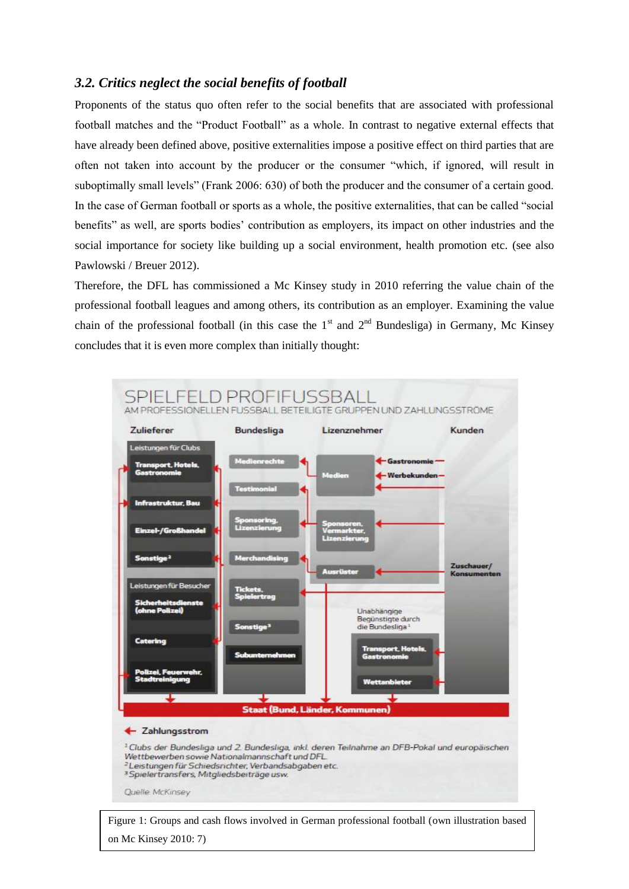### *3.2. Critics neglect the social benefits of football*

Proponents of the status quo often refer to the social benefits that are associated with professional football matches and the "Product Football" as a whole. In contrast to negative external effects that have already been defined above, positive externalities impose a positive effect on third parties that are often not taken into account by the producer or the consumer "which, if ignored, will result in suboptimally small levels" (Frank 2006: 630) of both the producer and the consumer of a certain good. In the case of German football or sports as a whole, the positive externalities, that can be called "social benefits" as well, are sports bodies' contribution as employers, its impact on other industries and the social importance for society like building up a social environment, health promotion etc. (see also Pawlowski / Breuer 2012).

Therefore, the DFL has commissioned a Mc Kinsey study in 2010 referring the value chain of the professional football leagues and among others, its contribution as an employer. Examining the value chain of the professional football (in this case the 1[st] and 2[nd] Bundesliga) in Germany, Mc Kinsey concludes that it is even more complex than initially thought:

Figure 1: Groups and cash flows involved in German professional football (own illustration based on Mc Kinsey 2010: 7)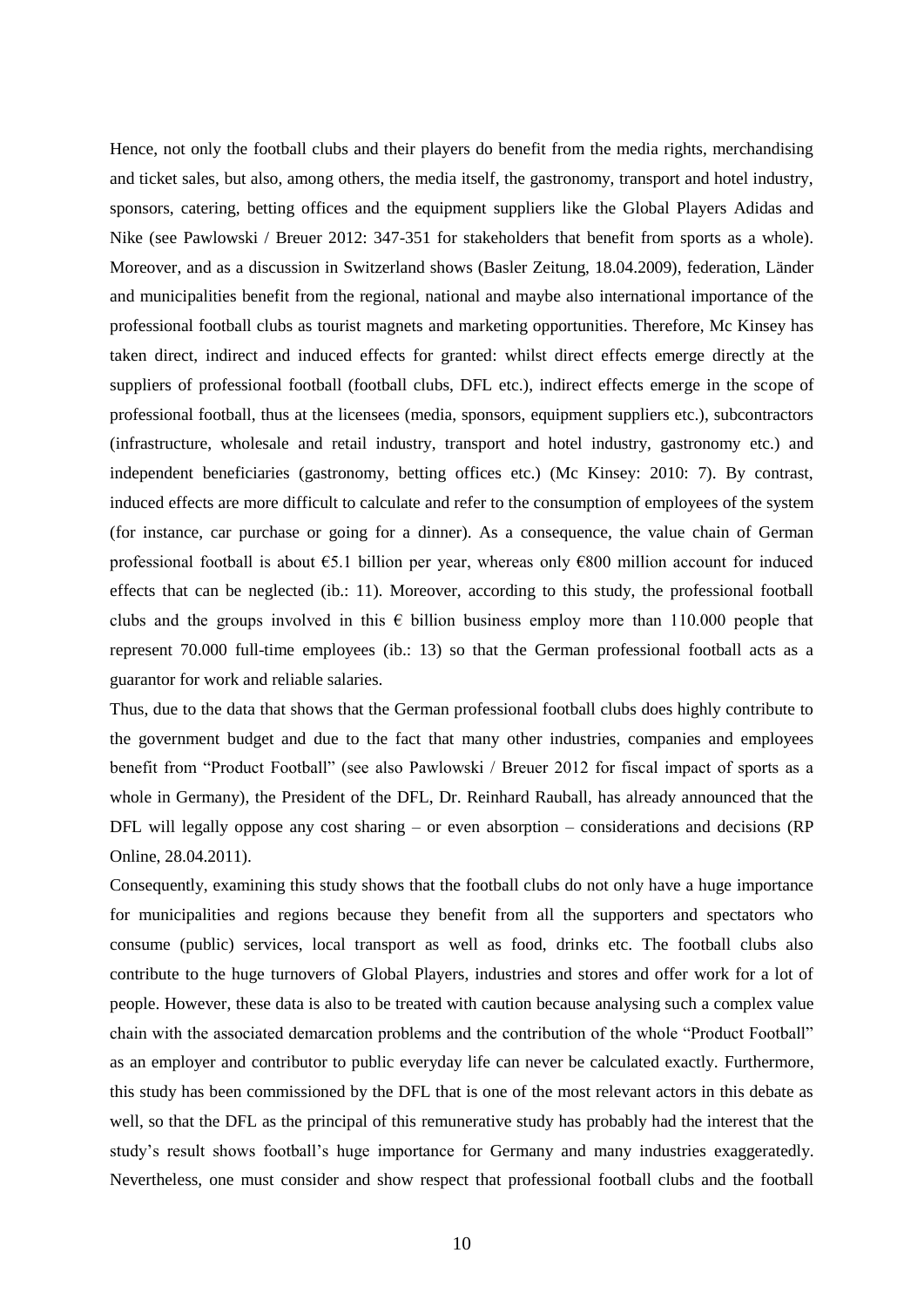Hence, not only the football clubs and their players do benefit from the media rights, merchandising and ticket sales, but also, among others, the media itself, the gastronomy, transport and hotel industry, sponsors, catering, betting offices and the equipment suppliers like the Global Players Adidas and Nike (see Pawlowski / Breuer 2012: 347-351 for stakeholders that benefit from sports as a whole). Moreover, and as a discussion in Switzerland shows (Basler Zeitung, 18.04.2009), federation, Länder and municipalities benefit from the regional, national and maybe also international importance of the professional football clubs as tourist magnets and marketing opportunities. Therefore, Mc Kinsey has taken direct, indirect and induced effects for granted: whilst direct effects emerge directly at the suppliers of professional football (football clubs, DFL etc.), indirect effects emerge in the scope of professional football, thus at the licensees (media, sponsors, equipment suppliers etc.), subcontractors (infrastructure, wholesale and retail industry, transport and hotel industry, gastronomy etc.) and independent beneficiaries (gastronomy, betting offices etc.) (Mc Kinsey: 2010: 7). By contrast, induced effects are more difficult to calculate and refer to the consumption of employees of the system (for instance, car purchase or going for a dinner). As a consequence, the value chain of German professional football is about €5.1 billion per year, whereas only €800 million account for induced effects that can be neglected (ib.: 11). Moreover, according to this study, the professional football clubs and the groups involved in this € billion business employ more than 110.000 people that represent 70.000 full-time employees (ib.: 13) so that the German professional football acts as a guarantor for work and reliable salaries.

Thus, due to the data that shows that the German professional football clubs does highly contribute to the government budget and due to the fact that many other industries, companies and employees benefit from "Product Football" (see also Pawlowski / Breuer 2012 for fiscal impact of sports as a whole in Germany), the President of the DFL, Dr. Reinhard Rauball, has already announced that the DFL will legally oppose any cost sharing – or even absorption – considerations and decisions (RP Online, 28.04.2011).

Consequently, examining this study shows that the football clubs do not only have a huge importance for municipalities and regions because they benefit from all the supporters and spectators who consume (public) services, local transport as well as food, drinks etc. The football clubs also contribute to the huge turnovers of Global Players, industries and stores and offer work for a lot of people. However, these data is also to be treated with caution because analysing such a complex value chain with the associated demarcation problems and the contribution of the whole "Product Football" as an employer and contributor to public everyday life can never be calculated exactly. Furthermore, this study has been commissioned by the DFL that is one of the most relevant actors in this debate as well, so that the DFL as the principal of this remunerative study has probably had the interest that the study's result shows football's huge importance for Germany and many industries exaggeratedly. Nevertheless, one must consider and show respect that professional football clubs and the football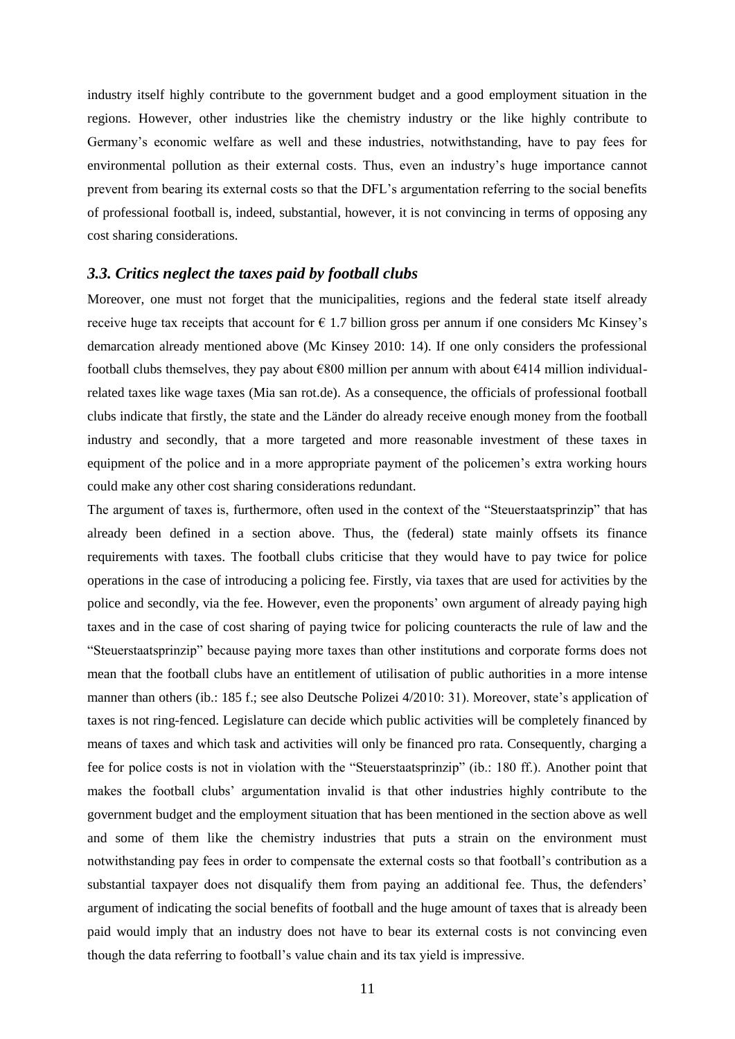industry itself highly contribute to the government budget and a good employment situation in the regions. However, other industries like the chemistry industry or the like highly contribute to Germany's economic welfare as well and these industries, notwithstanding, have to pay fees for environmental pollution as their external costs. Thus, even an industry's huge importance cannot prevent from bearing its external costs so that the DFL's argumentation referring to the social benefits of professional football is, indeed, substantial, however, it is not convincing in terms of opposing any cost sharing considerations.

### *3.3. Critics neglect the taxes paid by football clubs*

Moreover, one must not forget that the municipalities, regions and the federal state itself already receive huge tax receipts that account for € 1.7 billion gross per annum if one considers Mc Kinsey's demarcation already mentioned above (Mc Kinsey 2010: 14). If one only considers the professional football clubs themselves, they pay about €800 million per annum with about €414 million individual-related taxes like wage taxes (Mia san rot.de). As a consequence, the officials of professional football clubs indicate that firstly, the state and the Länder do already receive enough money from the football industry and secondly, that a more targeted and more reasonable investment of these taxes in equipment of the police and in a more appropriate payment of the policemen's extra working hours could make any other cost sharing considerations redundant.

The argument of taxes is, furthermore, often used in the context of the "Steuerstaatsprinzip" that has already been defined in a section above. Thus, the (federal) state mainly offsets its finance requirements with taxes. The football clubs criticise that they would have to pay twice for police operations in the case of introducing a policing fee. Firstly, via taxes that are used for activities by the police and secondly, via the fee. However, even the proponents' own argument of already paying high taxes and in the case of cost sharing of paying twice for policing counteracts the rule of law and the "Steuerstaatsprinzip" because paying more taxes than other institutions and corporate forms does not mean that the football clubs have an entitlement of utilisation of public authorities in a more intense manner than others (ib.: 185 f.; see also Deutsche Polizei 4/2010: 31). Moreover, state's application of taxes is not ring-fenced. Legislature can decide which public activities will be completely financed by means of taxes and which task and activities will only be financed pro rata. Consequently, charging a fee for police costs is not in violation with the "Steuerstaatsprinzip" (ib.: 180 ff.). Another point that makes the football clubs' argumentation invalid is that other industries highly contribute to the government budget and the employment situation that has been mentioned in the section above as well and some of them like the chemistry industries that puts a strain on the environment must notwithstanding pay fees in order to compensate the external costs so that football's contribution as a substantial taxpayer does not disqualify them from paying an additional fee. Thus, the defenders' argument of indicating the social benefits of football and the huge amount of taxes that is already been paid would imply that an industry does not have to bear its external costs is not convincing even though the data referring to football's value chain and its tax yield is impressive.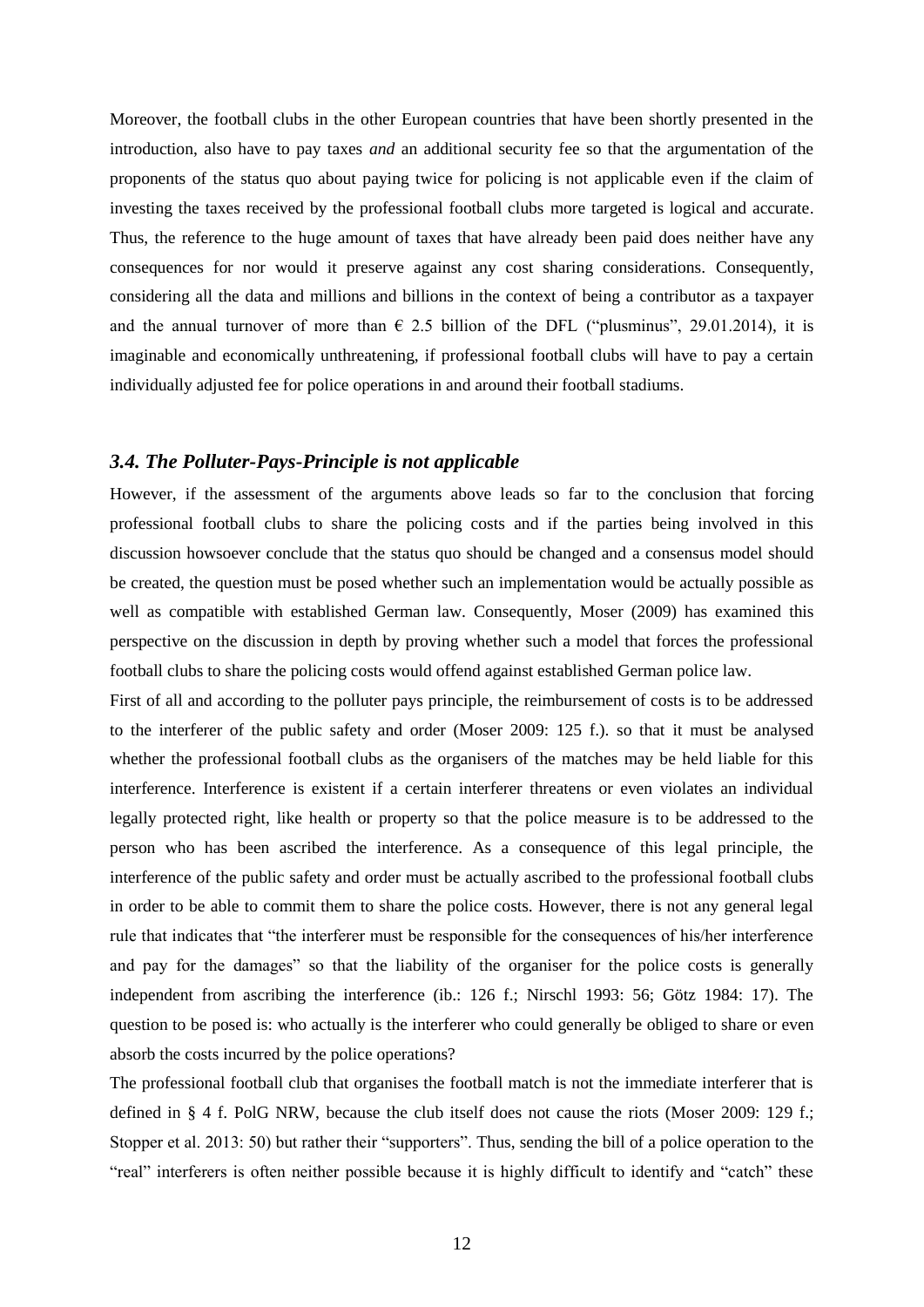Moreover, the football clubs in the other European countries that have been shortly presented in the introduction, also have to pay taxes *and* an additional security fee so that the argumentation of the proponents of the status quo about paying twice for policing is not applicable even if the claim of investing the taxes received by the professional football clubs more targeted is logical and accurate. Thus, the reference to the huge amount of taxes that have already been paid does neither have any consequences for nor would it preserve against any cost sharing considerations. Consequently, considering all the data and millions and billions in the context of being a contributor as a taxpayer and the annual turnover of more than € 2.5 billion of the DFL ("plusminus", 29.01.2014), it is imaginable and economically unthreatening, if professional football clubs will have to pay a certain individually adjusted fee for police operations in and around their football stadiums.

### *3.4. The Polluter-Pays-Principle is not applicable*

However, if the assessment of the arguments above leads so far to the conclusion that forcing professional football clubs to share the policing costs and if the parties being involved in this discussion howsoever conclude that the status quo should be changed and a consensus model should be created, the question must be posed whether such an implementation would be actually possible as well as compatible with established German law. Consequently, Moser (2009) has examined this perspective on the discussion in depth by proving whether such a model that forces the professional football clubs to share the policing costs would offend against established German police law.

First of all and according to the polluter pays principle, the reimbursement of costs is to be addressed to the interferer of the public safety and order (Moser 2009: 125 f.). so that it must be analysed whether the professional football clubs as the organisers of the matches may be held liable for this interference. Interference is existent if a certain interferer threatens or even violates an individual legally protected right, like health or property so that the police measure is to be addressed to the person who has been ascribed the interference. As a consequence of this legal principle, the interference of the public safety and order must be actually ascribed to the professional football clubs in order to be able to commit them to share the police costs. However, there is not any general legal rule that indicates that "the interferer must be responsible for the consequences of his/her interference and pay for the damages" so that the liability of the organiser for the police costs is generally independent from ascribing the interference (ib.: 126 f.; Nirschl 1993: 56; Götz 1984: 17). The question to be posed is: who actually is the interferer who could generally be obliged to share or even absorb the costs incurred by the police operations?

The professional football club that organises the football match is not the immediate interferer that is defined in § 4 f. PolG NRW, because the club itself does not cause the riots (Moser 2009: 129 f.; Stopper et al. 2013: 50) but rather their "supporters". Thus, sending the bill of a police operation to the "real" interferers is often neither possible because it is highly difficult to identify and "catch" these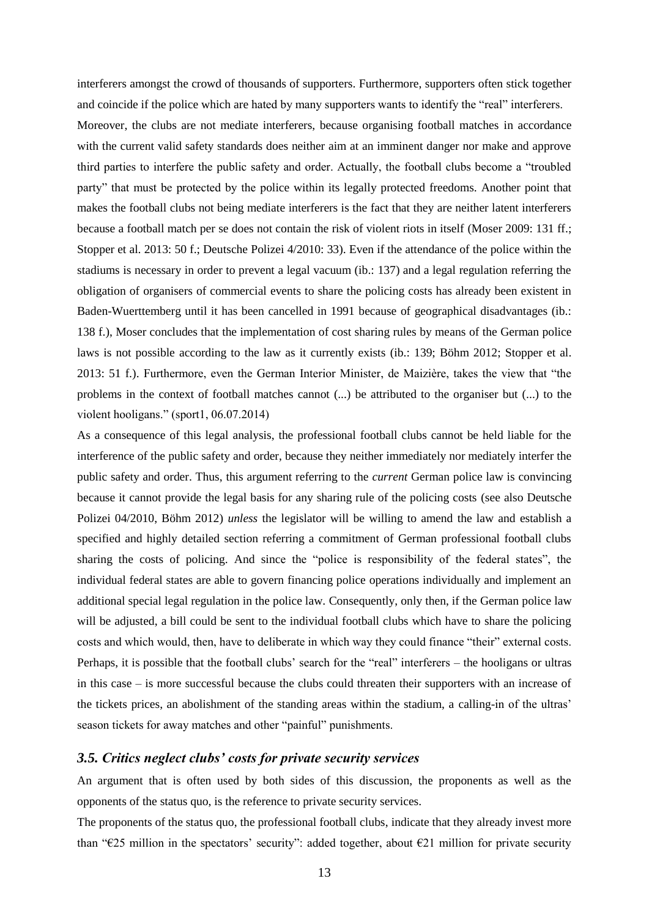interferers amongst the crowd of thousands of supporters. Furthermore, supporters often stick together and coincide if the police which are hated by many supporters wants to identify the "real" interferers.

Moreover, the clubs are not mediate interferers, because organising football matches in accordance with the current valid safety standards does neither aim at an imminent danger nor make and approve third parties to interfere the public safety and order. Actually, the football clubs become a "troubled party" that must be protected by the police within its legally protected freedoms. Another point that makes the football clubs not being mediate interferers is the fact that they are neither latent interferers because a football match per se does not contain the risk of violent riots in itself (Moser 2009: 131 ff.; Stopper et al. 2013: 50 f.; Deutsche Polizei 4/2010: 33). Even if the attendance of the police within the stadiums is necessary in order to prevent a legal vacuum (ib.: 137) and a legal regulation referring the obligation of organisers of commercial events to share the policing costs has already been existent in Baden-Wuerttemberg until it has been cancelled in 1991 because of geographical disadvantages (ib.: 138 f.), Moser concludes that the implementation of cost sharing rules by means of the German police laws is not possible according to the law as it currently exists (ib.: 139; Böhm 2012; Stopper et al. 2013: 51 f.). Furthermore, even the German Interior Minister, de Maizière, takes the view that "the problems in the context of football matches cannot (...) be attributed to the organiser but (...) to the violent hooligans." (sport1, 06.07.2014)

As a consequence of this legal analysis, the professional football clubs cannot be held liable for the interference of the public safety and order, because they neither immediately nor mediately interfer the public safety and order. Thus, this argument referring to the *current* German police law is convincing because it cannot provide the legal basis for any sharing rule of the policing costs (see also Deutsche Polizei 04/2010, Böhm 2012) *unless* the legislator will be willing to amend the law and establish a specified and highly detailed section referring a commitment of German professional football clubs sharing the costs of policing. And since the "police is responsibility of the federal states", the individual federal states are able to govern financing police operations individually and implement an additional special legal regulation in the police law. Consequently, only then, if the German police law will be adjusted, a bill could be sent to the individual football clubs which have to share the policing costs and which would, then, have to deliberate in which way they could finance "their" external costs. Perhaps, it is possible that the football clubs' search for the "real" interferers – the hooligans or ultras in this case – is more successful because the clubs could threaten their supporters with an increase of the tickets prices, an abolishment of the standing areas within the stadium, a calling-in of the ultras' season tickets for away matches and other "painful" punishments.

### *3.5. Critics neglect clubs' costs for private security services*

An argument that is often used by both sides of this discussion, the proponents as well as the opponents of the status quo, is the reference to private security services.

The proponents of the status quo, the professional football clubs, indicate that they already invest more than "€25 million in the spectators' security": added together, about €21 million for private security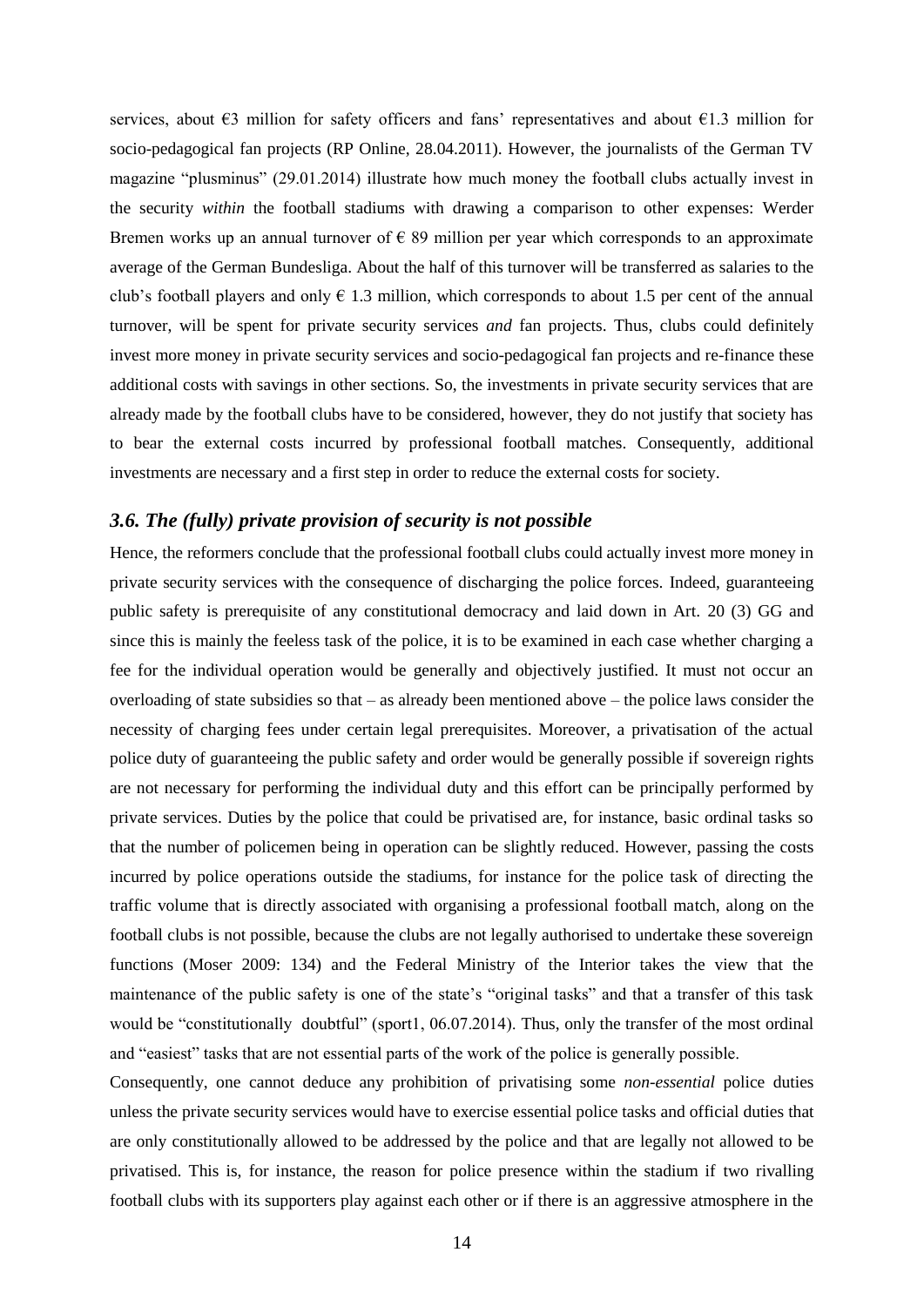services, about €3 million for safety officers and fans' representatives and about €1.3 million for socio-pedagogical fan projects (RP Online, 28.04.2011). However, the journalists of the German TV magazine "plusminus" (29.01.2014) illustrate how much money the football clubs actually invest in the security *within* the football stadiums with drawing a comparison to other expenses: Werder Bremen works up an annual turnover of € 89 million per year which corresponds to an approximate average of the German Bundesliga. About the half of this turnover will be transferred as salaries to the club's football players and only € 1.3 million, which corresponds to about 1.5 per cent of the annual turnover, will be spent for private security services *and* fan projects. Thus, clubs could definitely invest more money in private security services and socio-pedagogical fan projects and re-finance these additional costs with savings in other sections. So, the investments in private security services that are already made by the football clubs have to be considered, however, they do not justify that society has to bear the external costs incurred by professional football matches. Consequently, additional investments are necessary and a first step in order to reduce the external costs for society.

### *3.6. The (fully) private provision of security is not possible*

Hence, the reformers conclude that the professional football clubs could actually invest more money in private security services with the consequence of discharging the police forces. Indeed, guaranteeing public safety is prerequisite of any constitutional democracy and laid down in Art. 20 (3) GG and since this is mainly the feeless task of the police, it is to be examined in each case whether charging a fee for the individual operation would be generally and objectively justified. It must not occur an overloading of state subsidies so that – as already been mentioned above – the police laws consider the necessity of charging fees under certain legal prerequisites. Moreover, a privatisation of the actual police duty of guaranteeing the public safety and order would be generally possible if sovereign rights are not necessary for performing the individual duty and this effort can be principally performed by private services. Duties by the police that could be privatised are, for instance, basic ordinal tasks so that the number of policemen being in operation can be slightly reduced. However, passing the costs incurred by police operations outside the stadiums, for instance for the police task of directing the traffic volume that is directly associated with organising a professional football match, along on the football clubs is not possible, because the clubs are not legally authorised to undertake these sovereign functions (Moser 2009: 134) and the Federal Ministry of the Interior takes the view that the maintenance of the public safety is one of the state's "original tasks" and that a transfer of this task would be "constitutionally doubtful" (sport1, 06.07.2014). Thus, only the transfer of the most ordinal and "easiest" tasks that are not essential parts of the work of the police is generally possible.

Consequently, one cannot deduce any prohibition of privatising some *non-essential* police duties unless the private security services would have to exercise essential police tasks and official duties that are only constitutionally allowed to be addressed by the police and that are legally not allowed to be privatised. This is, for instance, the reason for police presence within the stadium if two rivalling football clubs with its supporters play against each other or if there is an aggressive atmosphere in the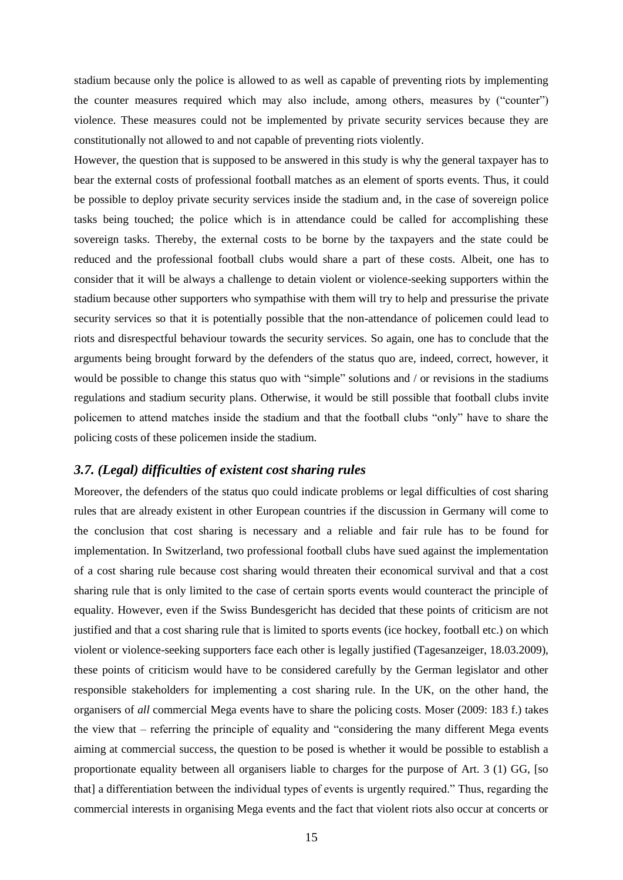stadium because only the police is allowed to as well as capable of preventing riots by implementing the counter measures required which may also include, among others, measures by ("counter") violence. These measures could not be implemented by private security services because they are constitutionally not allowed to and not capable of preventing riots violently.

However, the question that is supposed to be answered in this study is why the general taxpayer has to bear the external costs of professional football matches as an element of sports events. Thus, it could be possible to deploy private security services inside the stadium and, in the case of sovereign police tasks being touched; the police which is in attendance could be called for accomplishing these sovereign tasks. Thereby, the external costs to be borne by the taxpayers and the state could be reduced and the professional football clubs would share a part of these costs. Albeit, one has to consider that it will be always a challenge to detain violent or violence-seeking supporters within the stadium because other supporters who sympathise with them will try to help and pressurise the private security services so that it is potentially possible that the non-attendance of policemen could lead to riots and disrespectful behaviour towards the security services. So again, one has to conclude that the arguments being brought forward by the defenders of the status quo are, indeed, correct, however, it would be possible to change this status quo with "simple" solutions and / or revisions in the stadiums regulations and stadium security plans. Otherwise, it would be still possible that football clubs invite policemen to attend matches inside the stadium and that the football clubs "only" have to share the policing costs of these policemen inside the stadium.

### *3.7. (Legal) difficulties of existent cost sharing rules*

Moreover, the defenders of the status quo could indicate problems or legal difficulties of cost sharing rules that are already existent in other European countries if the discussion in Germany will come to the conclusion that cost sharing is necessary and a reliable and fair rule has to be found for implementation. In Switzerland, two professional football clubs have sued against the implementation of a cost sharing rule because cost sharing would threaten their economical survival and that a cost sharing rule that is only limited to the case of certain sports events would counteract the principle of equality. However, even if the Swiss Bundesgericht has decided that these points of criticism are not justified and that a cost sharing rule that is limited to sports events (ice hockey, football etc.) on which violent or violence-seeking supporters face each other is legally justified (Tagesanzeiger, 18.03.2009), these points of criticism would have to be considered carefully by the German legislator and other responsible stakeholders for implementing a cost sharing rule. In the UK, on the other hand, the organisers of *all* commercial Mega events have to share the policing costs. Moser (2009: 183 f.) takes the view that – referring the principle of equality and "considering the many different Mega events aiming at commercial success, the question to be posed is whether it would be possible to establish a proportionate equality between all organisers liable to charges for the purpose of Art. 3 (1) GG, [so that] a differentiation between the individual types of events is urgently required." Thus, regarding the commercial interests in organising Mega events and the fact that violent riots also occur at concerts or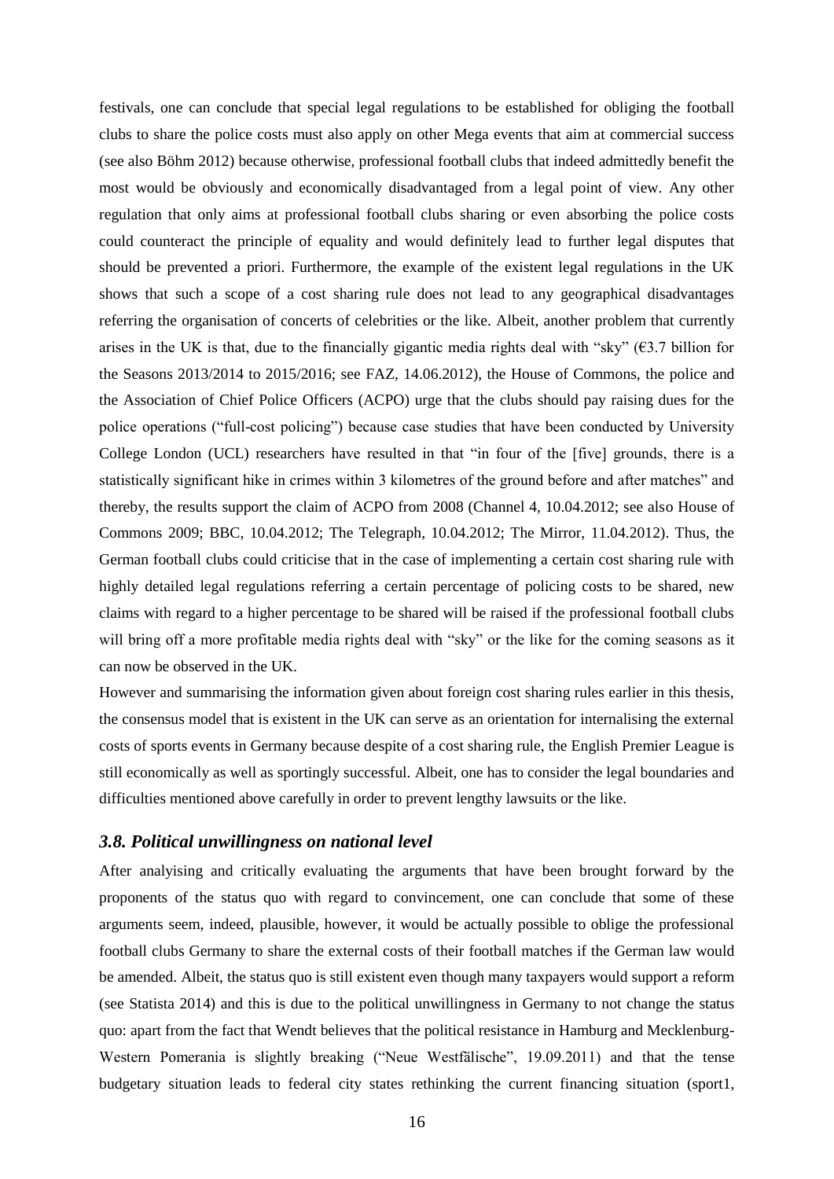festivals, one can conclude that special legal regulations to be established for obliging the football clubs to share the police costs must also apply on other Mega events that aim at commercial success (see also Böhm 2012) because otherwise, professional football clubs that indeed admittedly benefit the most would be obviously and economically disadvantaged from a legal point of view. Any other regulation that only aims at professional football clubs sharing or even absorbing the police costs could counteract the principle of equality and would definitely lead to further legal disputes that should be prevented a priori. Furthermore, the example of the existent legal regulations in the UK shows that such a scope of a cost sharing rule does not lead to any geographical disadvantages referring the organisation of concerts of celebrities or the like. Albeit, another problem that currently arises in the UK is that, due to the financially gigantic media rights deal with "sky" (€3.7 billion for the Seasons 2013/2014 to 2015/2016; see FAZ, 14.06.2012), the House of Commons, the police and the Association of Chief Police Officers (ACPO) urge that the clubs should pay raising dues for the police operations ("full-cost policing") because case studies that have been conducted by University College London (UCL) researchers have resulted in that "in four of the [five] grounds, there is a statistically significant hike in crimes within 3 kilometres of the ground before and after matches" and thereby, the results support the claim of ACPO from 2008 (Channel 4, 10.04.2012; see also House of Commons 2009; BBC, 10.04.2012; The Telegraph, 10.04.2012; The Mirror, 11.04.2012). Thus, the German football clubs could criticise that in the case of implementing a certain cost sharing rule with highly detailed legal regulations referring a certain percentage of policing costs to be shared, new claims with regard to a higher percentage to be shared will be raised if the professional football clubs will bring off a more profitable media rights deal with "sky" or the like for the coming seasons as it can now be observed in the UK.

However and summarising the information given about foreign cost sharing rules earlier in this thesis, the consensus model that is existent in the UK can serve as an orientation for internalising the external costs of sports events in Germany because despite of a cost sharing rule, the English Premier League is still economically as well as sportingly successful. Albeit, one has to consider the legal boundaries and difficulties mentioned above carefully in order to prevent lengthy lawsuits or the like.

### *3.8. Political unwillingness on national level*

After analyising and critically evaluating the arguments that have been brought forward by the proponents of the status quo with regard to convincement, one can conclude that some of these arguments seem, indeed, plausible, however, it would be actually possible to oblige the professional football clubs Germany to share the external costs of their football matches if the German law would be amended. Albeit, the status quo is still existent even though many taxpayers would support a reform (see Statista 2014) and this is due to the political unwillingness in Germany to not change the status quo: apart from the fact that Wendt believes that the political resistance in Hamburg and Mecklenburg-Western Pomerania is slightly breaking ("Neue Westfälische", 19.09.2011) and that the tense budgetary situation leads to federal city states rethinking the current financing situation (sport1,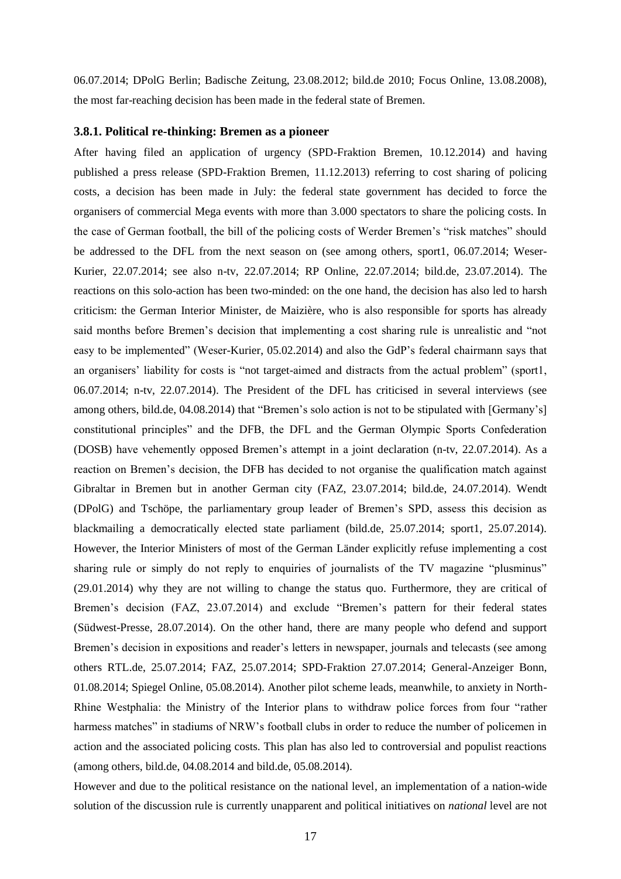06.07.2014; DPolG Berlin; Badische Zeitung, 23.08.2012; bild.de 2010; Focus Online, 13.08.2008), the most far-reaching decision has been made in the federal state of Bremen.

### 3.8.1. Political re-thinking: Bremen as a pioneer

After having filed an application of urgency (SPD-Fraktion Bremen, 10.12.2014) and having published a press release (SPD-Fraktion Bremen, 11.12.2013) referring to cost sharing of policing costs, a decision has been made in July: the federal state government has decided to force the organisers of commercial Mega events with more than 3.000 spectators to share the policing costs. In the case of German football, the bill of the policing costs of Werder Bremen's "risk matches" should be addressed to the DFL from the next season on (see among others, sport1, 06.07.2014; Weser-Kurier, 22.07.2014; see also n-tv, 22.07.2014; RP Online, 22.07.2014; bild.de, 23.07.2014). The reactions on this solo-action has been two-minded: on the one hand, the decision has also led to harsh criticism: the German Interior Minister, de Maizière, who is also responsible for sports has already said months before Bremen's decision that implementing a cost sharing rule is unrealistic and "not easy to be implemented" (Weser-Kurier, 05.02.2014) and also the GdP's federal chairmann says that an organisers' liability for costs is "not target-aimed and distracts from the actual problem" (sport1, 06.07.2014; n-tv, 22.07.2014). The President of the DFL has criticised in several interviews (see among others, bild.de, 04.08.2014) that "Bremen's solo action is not to be stipulated with [Germany's] constitutional principles" and the DFB, the DFL and the German Olympic Sports Confederation (DOSB) have vehemently opposed Bremen's attempt in a joint declaration (n-tv, 22.07.2014). As a reaction on Bremen's decision, the DFB has decided to not organise the qualification match against Gibraltar in Bremen but in another German city (FAZ, 23.07.2014; bild.de, 24.07.2014). Wendt (DPolG) and Tschöpe, the parliamentary group leader of Bremen's SPD, assess this decision as blackmailing a democratically elected state parliament (bild.de, 25.07.2014; sport1, 25.07.2014). However, the Interior Ministers of most of the German Länder explicitly refuse implementing a cost sharing rule or simply do not reply to enquiries of journalists of the TV magazine "plusminus" (29.01.2014) why they are not willing to change the status quo. Furthermore, they are critical of Bremen's decision (FAZ, 23.07.2014) and exclude "Bremen's pattern for their federal states (Südwest-Presse, 28.07.2014). On the other hand, there are many people who defend and support Bremen's decision in expositions and reader's letters in newspaper, journals and telecasts (see among others RTL.de, 25.07.2014; FAZ, 25.07.2014; SPD-Fraktion 27.07.2014; General-Anzeiger Bonn, 01.08.2014; Spiegel Online, 05.08.2014). Another pilot scheme leads, meanwhile, to anxiety in North-Rhine Westphalia: the Ministry of the Interior plans to withdraw police forces from four "rather harmess matches" in stadiums of NRW's football clubs in order to reduce the number of policemen in action and the associated policing costs. This plan has also led to controversial and populist reactions (among others, bild.de, 04.08.2014 and bild.de, 05.08.2014).

However and due to the political resistance on the national level, an implementation of a nation-wide solution of the discussion rule is currently unapparent and political initiatives on *national* level are not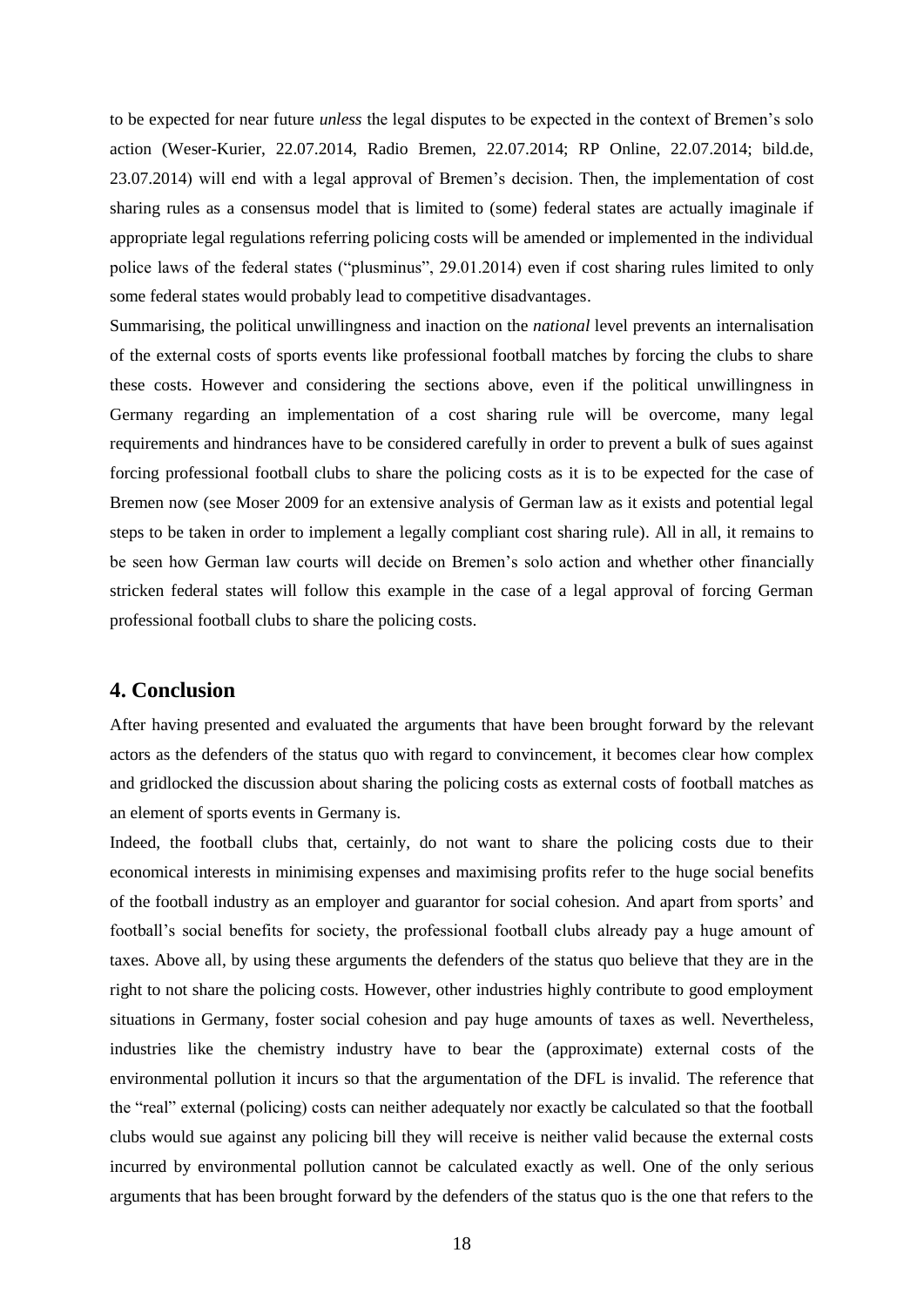to be expected for near future *unless* the legal disputes to be expected in the context of Bremen's solo action (Weser-Kurier, 22.07.2014, Radio Bremen, 22.07.2014; RP Online, 22.07.2014; bild.de, 23.07.2014) will end with a legal approval of Bremen's decision. Then, the implementation of cost sharing rules as a consensus model that is limited to (some) federal states are actually imaginale if appropriate legal regulations referring policing costs will be amended or implemented in the individual police laws of the federal states ("plusminus", 29.01.2014) even if cost sharing rules limited to only some federal states would probably lead to competitive disadvantages.

Summarising, the political unwillingness and inaction on the *national* level prevents an internalisation of the external costs of sports events like professional football matches by forcing the clubs to share these costs. However and considering the sections above, even if the political unwillingness in Germany regarding an implementation of a cost sharing rule will be overcome, many legal requirements and hindrances have to be considered carefully in order to prevent a bulk of sues against forcing professional football clubs to share the policing costs as it is to be expected for the case of Bremen now (see Moser 2009 for an extensive analysis of German law as it exists and potential legal steps to be taken in order to implement a legally compliant cost sharing rule). All in all, it remains to be seen how German law courts will decide on Bremen's solo action and whether other financially stricken federal states will follow this example in the case of a legal approval of forcing German professional football clubs to share the policing costs.

## 4. Conclusion

After having presented and evaluated the arguments that have been brought forward by the relevant actors as the defenders of the status quo with regard to convincement, it becomes clear how complex and gridlocked the discussion about sharing the policing costs as external costs of football matches as an element of sports events in Germany is.

Indeed, the football clubs that, certainly, do not want to share the policing costs due to their economical interests in minimising expenses and maximising profits refer to the huge social benefits of the football industry as an employer and guarantor for social cohesion. And apart from sports' and football's social benefits for society, the professional football clubs already pay a huge amount of taxes. Above all, by using these arguments the defenders of the status quo believe that they are in the right to not share the policing costs. However, other industries highly contribute to good employment situations in Germany, foster social cohesion and pay huge amounts of taxes as well. Nevertheless, industries like the chemistry industry have to bear the (approximate) external costs of the environmental pollution it incurs so that the argumentation of the DFL is invalid. The reference that the "real" external (policing) costs can neither adequately nor exactly be calculated so that the football clubs would sue against any policing bill they will receive is neither valid because the external costs incurred by environmental pollution cannot be calculated exactly as well. One of the only serious arguments that has been brought forward by the defenders of the status quo is the one that refers to the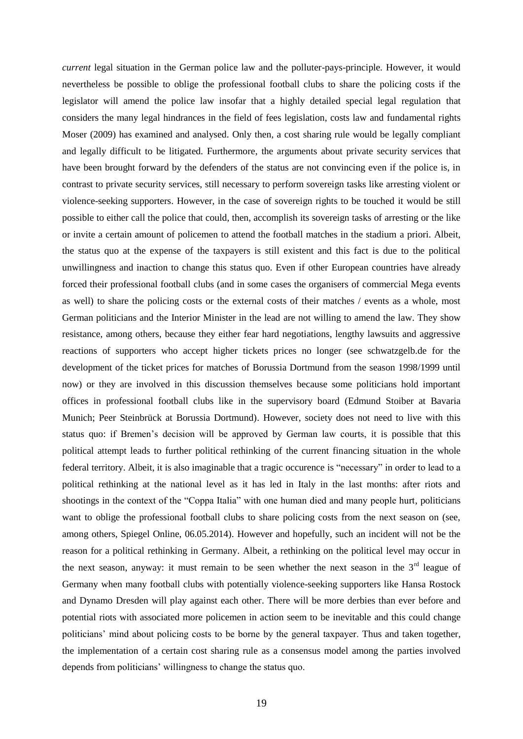*current* legal situation in the German police law and the polluter-pays-principle. However, it would nevertheless be possible to oblige the professional football clubs to share the policing costs if the legislator will amend the police law insofar that a highly detailed special legal regulation that considers the many legal hindrances in the field of fees legislation, costs law and fundamental rights Moser (2009) has examined and analysed. Only then, a cost sharing rule would be legally compliant and legally difficult to be litigated. Furthermore, the arguments about private security services that have been brought forward by the defenders of the status are not convincing even if the police is, in contrast to private security services, still necessary to perform sovereign tasks like arresting violent or violence-seeking supporters. However, in the case of sovereign rights to be touched it would be still possible to either call the police that could, then, accomplish its sovereign tasks of arresting or the like or invite a certain amount of policemen to attend the football matches in the stadium a priori. Albeit, the status quo at the expense of the taxpayers is still existent and this fact is due to the political unwillingness and inaction to change this status quo. Even if other European countries have already forced their professional football clubs (and in some cases the organisers of commercial Mega events as well) to share the policing costs or the external costs of their matches / events as a whole, most German politicians and the Interior Minister in the lead are not willing to amend the law. They show resistance, among others, because they either fear hard negotiations, lengthy lawsuits and aggressive reactions of supporters who accept higher tickets prices no longer (see schwatzgelb.de for the development of the ticket prices for matches of Borussia Dortmund from the season 1998/1999 until now) or they are involved in this discussion themselves because some politicians hold important offices in professional football clubs like in the supervisory board (Edmund Stoiber at Bavaria Munich; Peer Steinbrück at Borussia Dortmund). However, society does not need to live with this status quo: if Bremen's decision will be approved by German law courts, it is possible that this political attempt leads to further political rethinking of the current financing situation in the whole federal territory. Albeit, it is also imaginable that a tragic occurence is "necessary" in order to lead to a political rethinking at the national level as it has led in Italy in the last months: after riots and shootings in the context of the "Coppa Italia" with one human died and many people hurt, politicians want to oblige the professional football clubs to share policing costs from the next season on (see, among others, Spiegel Online, 06.05.2014). However and hopefully, such an incident will not be the reason for a political rethinking in Germany. Albeit, a rethinking on the political level may occur in the next season, anyway: it must remain to be seen whether the next season in the 3rd league of Germany when many football clubs with potentially violence-seeking supporters like Hansa Rostock and Dynamo Dresden will play against each other. There will be more derbies than ever before and potential riots with associated more policemen in action seem to be inevitable and this could change politicians' mind about policing costs to be borne by the general taxpayer. Thus and taken together, the implementation of a certain cost sharing rule as a consensus model among the parties involved depends from politicians' willingness to change the status quo.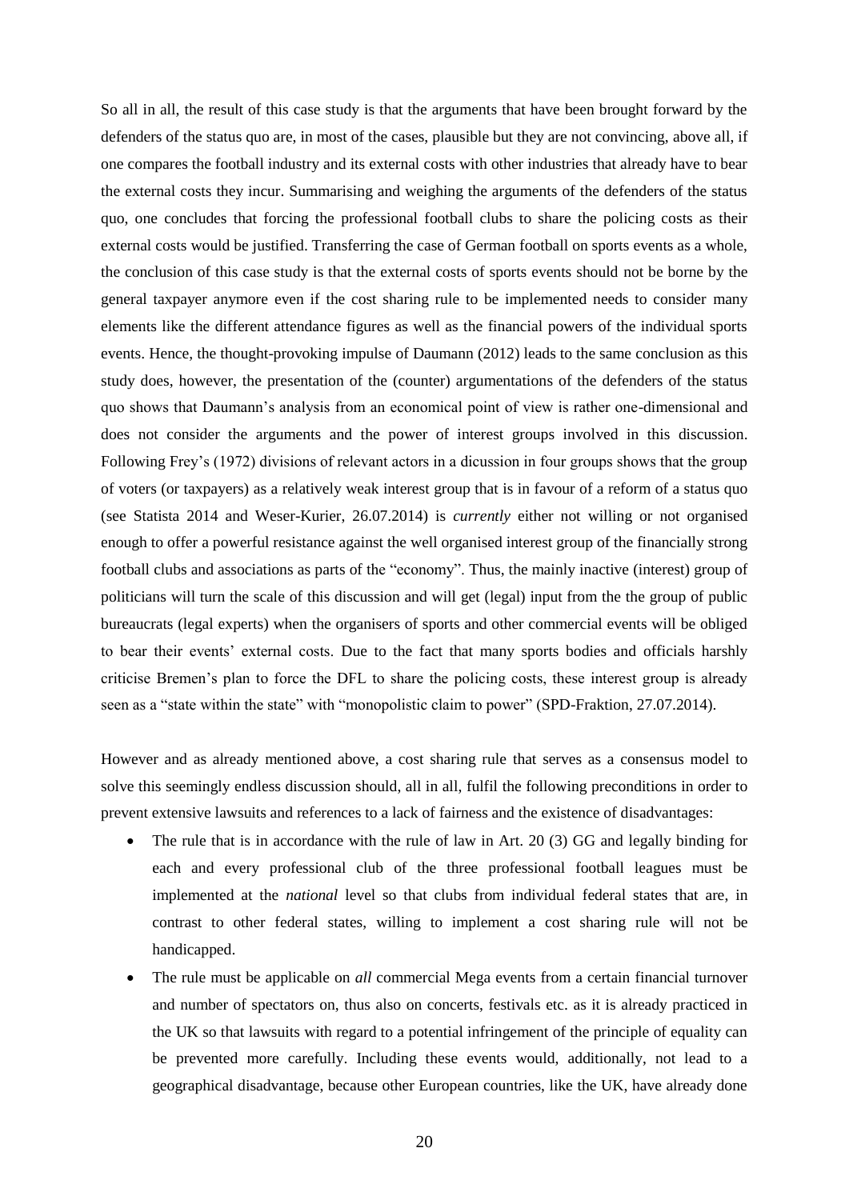So all in all, the result of this case study is that the arguments that have been brought forward by the defenders of the status quo are, in most of the cases, plausible but they are not convincing, above all, if one compares the football industry and its external costs with other industries that already have to bear the external costs they incur. Summarising and weighing the arguments of the defenders of the status quo, one concludes that forcing the professional football clubs to share the policing costs as their external costs would be justified. Transferring the case of German football on sports events as a whole, the conclusion of this case study is that the external costs of sports events should not be borne by the general taxpayer anymore even if the cost sharing rule to be implemented needs to consider many elements like the different attendance figures as well as the financial powers of the individual sports events. Hence, the thought-provoking impulse of Daumann (2012) leads to the same conclusion as this study does, however, the presentation of the (counter) argumentations of the defenders of the status quo shows that Daumann's analysis from an economical point of view is rather one-dimensional and does not consider the arguments and the power of interest groups involved in this discussion. Following Frey's (1972) divisions of relevant actors in a dicussion in four groups shows that the group of voters (or taxpayers) as a relatively weak interest group that is in favour of a reform of a status quo (see Statista 2014 and Weser-Kurier, 26.07.2014) is *currently* either not willing or not organised enough to offer a powerful resistance against the well organised interest group of the financially strong football clubs and associations as parts of the "economy". Thus, the mainly inactive (interest) group of politicians will turn the scale of this discussion and will get (legal) input from the the group of public bureaucrats (legal experts) when the organisers of sports and other commercial events will be obliged to bear their events' external costs. Due to the fact that many sports bodies and officials harshly criticise Bremen's plan to force the DFL to share the policing costs, these interest group is already seen as a "state within the state" with "monopolistic claim to power" (SPD-Fraktion, 27.07.2014).

However and as already mentioned above, a cost sharing rule that serves as a consensus model to solve this seemingly endless discussion should, all in all, fulfil the following preconditions in order to prevent extensive lawsuits and references to a lack of fairness and the existence of disadvantages:

- The rule that is in accordance with the rule of law in Art. 20 (3) GG and legally binding for each and every professional club of the three professional football leagues must be implemented at the *national* level so that clubs from individual federal states that are, in contrast to other federal states, willing to implement a cost sharing rule will not be handicapped.
- The rule must be applicable on *all* commercial Mega events from a certain financial turnover and number of spectators on, thus also on concerts, festivals etc. as it is already practiced in the UK so that lawsuits with regard to a potential infringement of the principle of equality can be prevented more carefully. Including these events would, additionally, not lead to a geographical disadvantage, because other European countries, like the UK, have already done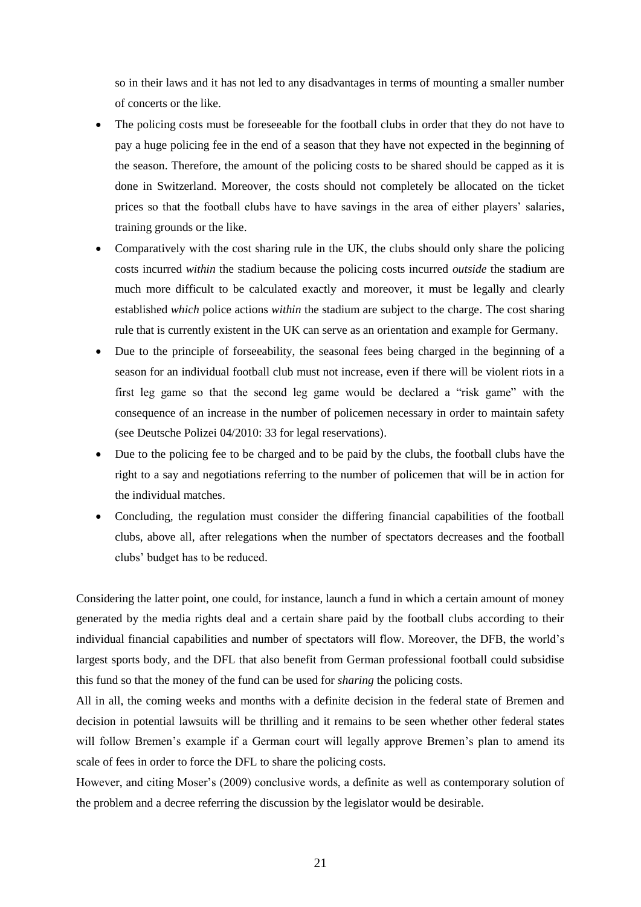so in their laws and it has not led to any disadvantages in terms of mounting a smaller number of concerts or the like.

- The policing costs must be foreseeable for the football clubs in order that they do not have to pay a huge policing fee in the end of a season that they have not expected in the beginning of the season. Therefore, the amount of the policing costs to be shared should be capped as it is done in Switzerland. Moreover, the costs should not completely be allocated on the ticket prices so that the football clubs have to have savings in the area of either players' salaries, training grounds or the like.
- Comparatively with the cost sharing rule in the UK, the clubs should only share the policing costs incurred *within* the stadium because the policing costs incurred *outside* the stadium are much more difficult to be calculated exactly and moreover, it must be legally and clearly established *which* police actions *within* the stadium are subject to the charge. The cost sharing rule that is currently existent in the UK can serve as an orientation and example for Germany.
- Due to the principle of forseeability, the seasonal fees being charged in the beginning of a season for an individual football club must not increase, even if there will be violent riots in a first leg game so that the second leg game would be declared a "risk game" with the consequence of an increase in the number of policemen necessary in order to maintain safety (see Deutsche Polizei 04/2010: 33 for legal reservations).
- Due to the policing fee to be charged and to be paid by the clubs, the football clubs have the right to a say and negotiations referring to the number of policemen that will be in action for the individual matches.
- Concluding, the regulation must consider the differing financial capabilities of the football clubs, above all, after relegations when the number of spectators decreases and the football clubs' budget has to be reduced.

Considering the latter point, one could, for instance, launch a fund in which a certain amount of money generated by the media rights deal and a certain share paid by the football clubs according to their individual financial capabilities and number of spectators will flow. Moreover, the DFB, the world's largest sports body, and the DFL that also benefit from German professional football could subsidise this fund so that the money of the fund can be used for *sharing* the policing costs.

All in all, the coming weeks and months with a definite decision in the federal state of Bremen and decision in potential lawsuits will be thrilling and it remains to be seen whether other federal states will follow Bremen's example if a German court will legally approve Bremen's plan to amend its scale of fees in order to force the DFL to share the policing costs.

However, and citing Moser's (2009) conclusive words, a definite as well as contemporary solution of the problem and a decree referring the discussion by the legislator would be desirable.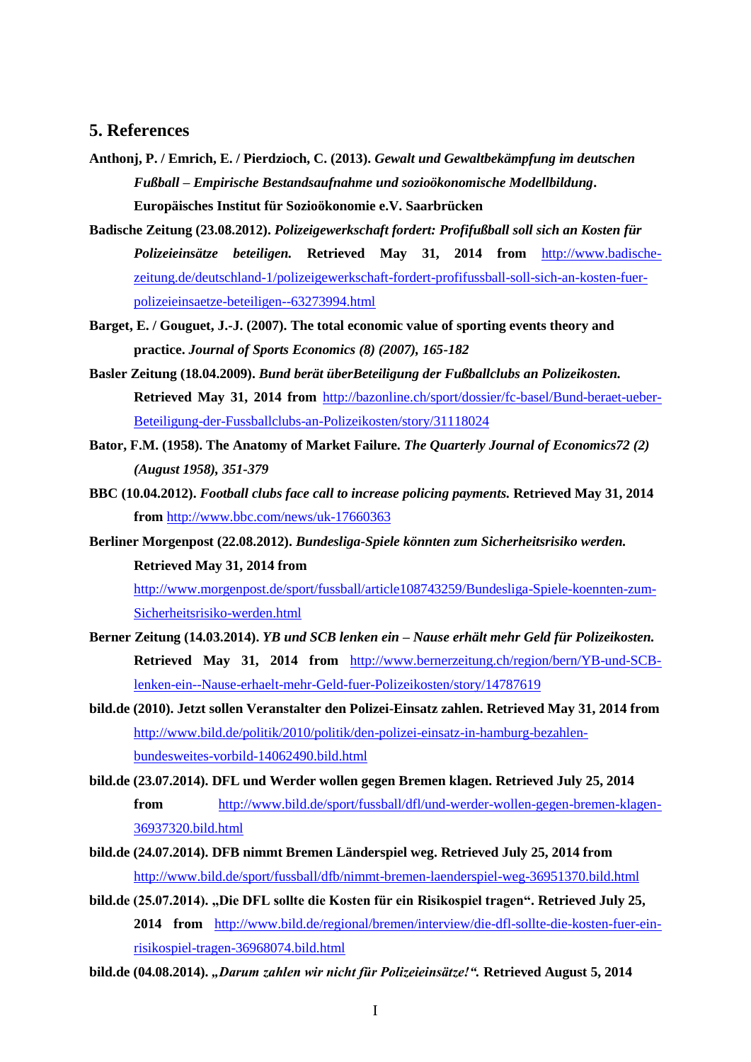## 5. References

**Anthonj, P. / Emrich, E. / Pierdzioch, C. (2013).** ***Gewalt und Gewaltbekämpfung im deutschen Fußball – Empirische Bestandsaufnahme und sozioökonomische Modellbildung*.** **Europäisches Institut für Sozioökonomie e.V. Saarbrücken**

**Badische Zeitung (23.08.2012).** ***Polizeigewerkschaft fordert: Profifußball soll sich an Kosten für Polizeieinsätze beteiligen.*** **Retrieved May 31, 2014 from** http://www.badische-zeitung.de/deutschland-1/polizeigewerkschaft-fordert-profifussball-soll-sich-an-kosten-fuer-polizeieinsaetze-beteiligen--63273994.html

**Barget, E. / Gouguet, J.-J. (2007). The total economic value of sporting events theory and practice.** ***Journal of Sports Economics (8) (2007), 165-182***

**Basler Zeitung (18.04.2009).** ***Bund berät überBeteiligung der Fußballclubs an Polizeikosten.*** **Retrieved May 31, 2014 from** http://bazonline.ch/sport/dossier/fc-basel/Bund-beraet-ueber-Beteiligung-der-Fussballclubs-an-Polizeikosten/story/31118024

**Bator, F.M. (1958). The Anatomy of Market Failure.** ***The Quarterly Journal of Economics72 (2) (August 1958), 351-379***

**BBC (10.04.2012).** ***Football clubs face call to increase policing payments.*** **Retrieved May 31, 2014 from** http://www.bbc.com/news/uk-17660363

**Berliner Morgenpost (22.08.2012).** ***Bundesliga-Spiele könnten zum Sicherheitsrisiko werden.*** **Retrieved May 31, 2014 from** http://www.morgenpost.de/sport/fussball/article108743259/Bundesliga-Spiele-koennten-zum-Sicherheitsrisiko-werden.html

**Berner Zeitung (14.03.2014).** ***YB und SCB lenken ein – Nause erhält mehr Geld für Polizeikosten.*** **Retrieved May 31, 2014 from** http://www.bernerzeitung.ch/region/bern/YB-und-SCB-lenken-ein--Nause-erhaelt-mehr-Geld-fuer-Polizeikosten/story/14787619

**bild.de (2010). Jetzt sollen Veranstalter den Polizei-Einsatz zahlen. Retrieved May 31, 2014 from** http://www.bild.de/politik/2010/politik/den-polizei-einsatz-in-hamburg-bezahlen-bundesweites-vorbild-14062490.bild.html

**bild.de (23.07.2014). DFL und Werder wollen gegen Bremen klagen. Retrieved July 25, 2014 from** http://www.bild.de/sport/fussball/dfl/und-werder-wollen-gegen-bremen-klagen-36937320.bild.html

**bild.de (24.07.2014). DFB nimmt Bremen Länderspiel weg. Retrieved July 25, 2014 from** http://www.bild.de/sport/fussball/dfb/nimmt-bremen-laenderspiel-weg-36951370.bild.html

**bild.de (25.07.2014). „Die DFL sollte die Kosten für ein Risikospiel tragen". Retrieved July 25, 2014 from** http://www.bild.de/regional/bremen/interview/die-dfl-sollte-die-kosten-fuer-ein-risikospiel-tragen-36968074.bild.html

**bild.de (04.08.2014).** ***„Darum zahlen wir nicht für Polizeieinsätze!".*** **Retrieved August 5, 2014**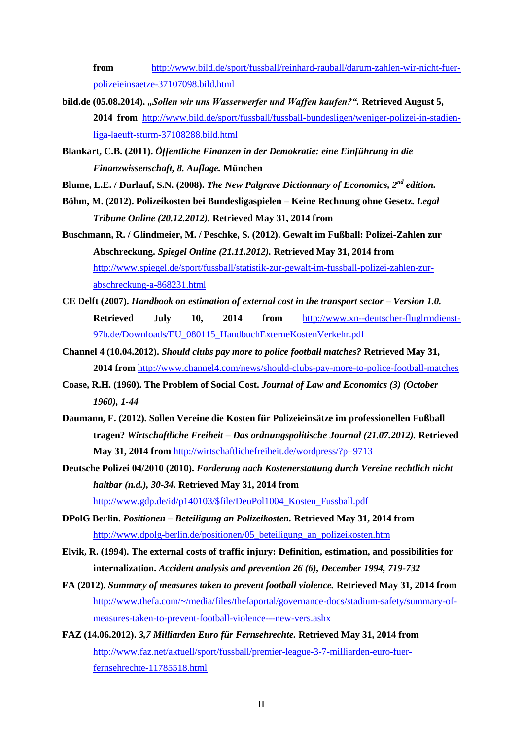**from** http://www.bild.de/sport/fussball/reinhard-rauball/darum-zahlen-wir-nicht-fuer-polizeieinsaetze-37107098.bild.html

**bild.de (05.08.2014). *„Sollen wir uns Wasserwerfer und Waffen kaufen?“.* Retrieved August 5, 2014 from** http://www.bild.de/sport/fussball/fussball-bundesligen/weniger-polizei-in-stadien-liga-laeuft-sturm-37108288.bild.html

**Blankart, C.B. (2011). *Öffentliche Finanzen in der Demokratie: eine Einführung in die Finanzwissenschaft, 8. Auflage.* München**

**Blume, L.E. / Durlauf, S.N. (2008). *The New Palgrave Dictionnary of Economics, 2nd edition.***

**Böhm, M. (2012). Polizeikosten bei Bundesligaspielen – Keine Rechnung ohne Gesetz. *Legal Tribune Online (20.12.2012).* Retrieved May 31, 2014 from**

**Buschmann, R. / Glindmeier, M. / Peschke, S. (2012). Gewalt im Fußball: Polizei-Zahlen zur Abschreckung. *Spiegel Online (21.11.2012).* Retrieved May 31, 2014 from** http://www.spiegel.de/sport/fussball/statistik-zur-gewalt-im-fussball-polizei-zahlen-zur-abschreckung-a-868231.html

**CE Delft (2007). *Handbook on estimation of external cost in the transport sector – Version 1.0.* Retrieved July 10, 2014 from** http://www.xn--deutscher-fluglrmdienst-97b.de/Downloads/EU_080115_HandbuchExterneKostenVerkehr.pdf

**Channel 4 (10.04.2012). *Should clubs pay more to police football matches?* Retrieved May 31, 2014 from** http://www.channel4.com/news/should-clubs-pay-more-to-police-football-matches

**Coase, R.H. (1960). The Problem of Social Cost. *Journal of Law and Economics (3) (October 1960), 1-44***

**Daumann, F. (2012). Sollen Vereine die Kosten für Polizeieinsätze im professionellen Fußball tragen? *Wirtschaftliche Freiheit – Das ordnungspolitische Journal (21.07.2012).* Retrieved May 31, 2014 from** http://wirtschaftlichefreiheit.de/wordpress/?p=9713

**Deutsche Polizei 04/2010 (2010). *Forderung nach Kostenerstattung durch Vereine rechtlich nicht haltbar (n.d.), 30-34.* Retrieved May 31, 2014 from** http://www.gdp.de/id/p140103/$file/DeuPol1004_Kosten_Fussball.pdf

**DPolG Berlin. *Positionen – Beteiligung an Polizeikosten.* Retrieved May 31, 2014 from** http://www.dpolg-berlin.de/positionen/05_beteiligung_an_polizeikosten.htm

**Elvik, R. (1994). The external costs of traffic injury: Definition, estimation, and possibilities for internalization. *Accident analysis and prevention 26 (6), December 1994, 719-732***

**FA (2012). *Summary of measures taken to prevent football violence.* Retrieved May 31, 2014 from** http://www.thefa.com/~/media/files/thefaportal/governance-docs/stadium-safety/summary-of-measures-taken-to-prevent-football-violence---new-vers.ashx

**FAZ (14.06.2012). *3,7 Milliarden Euro für Fernsehrechte.* Retrieved May 31, 2014 from** http://www.faz.net/aktuell/sport/fussball/premier-league-3-7-milliarden-euro-fuer-fernsehrechte-11785518.html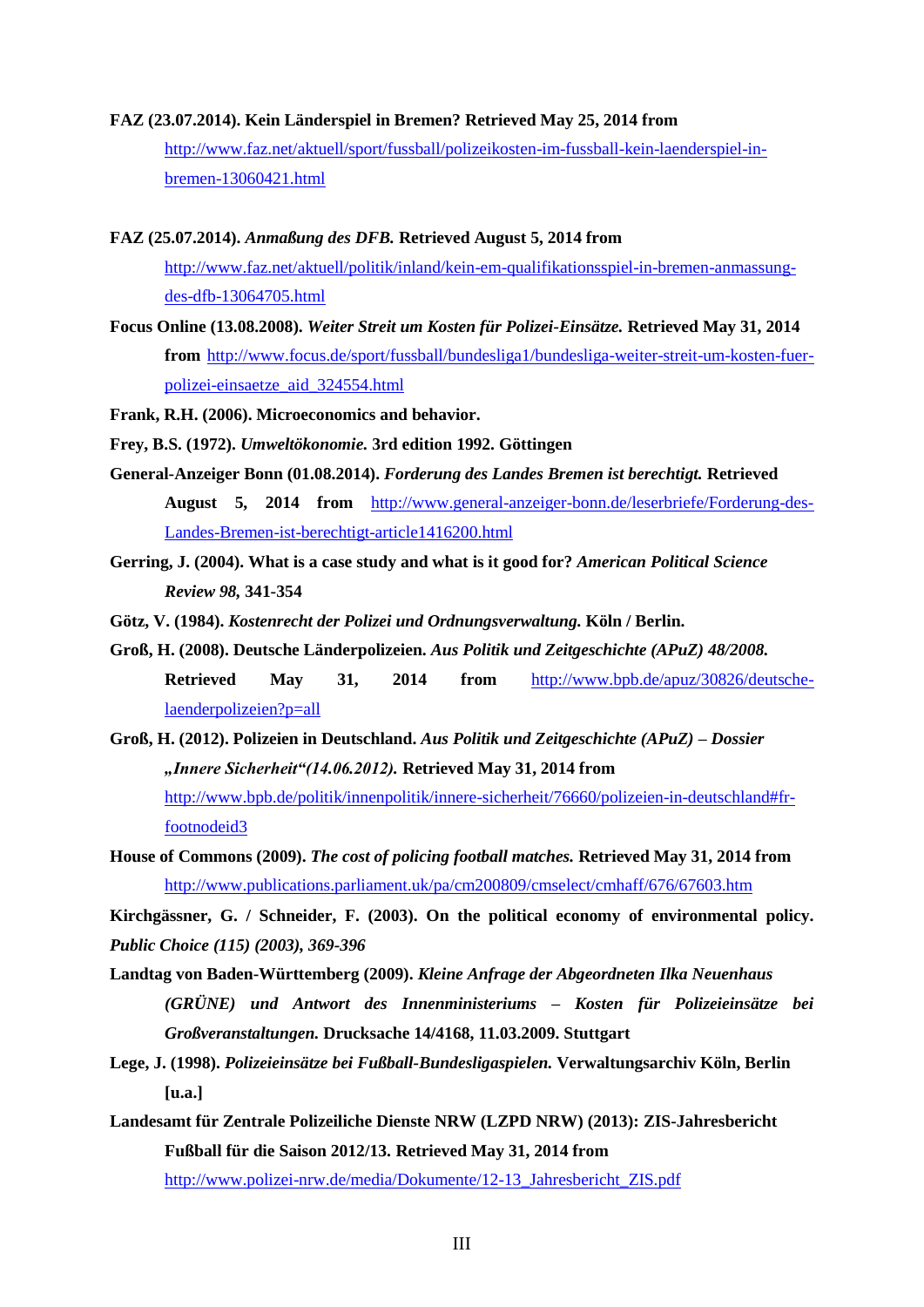**FAZ (23.07.2014). Kein Länderspiel in Bremen? Retrieved May 25, 2014 from** http://www.faz.net/aktuell/sport/fussball/polizeikosten-im-fussball-kein-laenderspiel-in-bremen-13060421.html

**FAZ (25.07.2014).** ***Anmaßung des DFB.*** **Retrieved August 5, 2014 from** http://www.faz.net/aktuell/politik/inland/kein-em-qualifikationsspiel-in-bremen-anmassung-des-dfb-13064705.html

**Focus Online (13.08.2008).** ***Weiter Streit um Kosten für Polizei-Einsätze.*** **Retrieved May 31, 2014 from** http://www.focus.de/sport/fussball/bundesliga1/bundesliga-weiter-streit-um-kosten-fuer-polizei-einsaetze_aid_324554.html

**Frank, R.H. (2006). Microeconomics and behavior.**

**Frey, B.S. (1972).** ***Umweltökonomie.*** **3rd edition 1992. Göttingen**

**General-Anzeiger Bonn (01.08.2014).** ***Forderung des Landes Bremen ist berechtigt.*** **Retrieved August 5, 2014 from** http://www.general-anzeiger-bonn.de/leserbriefe/Forderung-des-Landes-Bremen-ist-berechtigt-article1416200.html

**Gerring, J. (2004). What is a case study and what is it good for?** ***American Political Science Review 98,*** **341-354**

**Götz, V. (1984).** ***Kostenrecht der Polizei und Ordnungsverwaltung.*** **Köln / Berlin.**

**Groß, H. (2008). Deutsche Länderpolizeien.** ***Aus Politik und Zeitgeschichte (APuZ) 48/2008.*** **Retrieved May 31, 2014 from** http://www.bpb.de/apuz/30826/deutsche-laenderpolizeien?p=all

**Groß, H. (2012). Polizeien in Deutschland.** ***Aus Politik und Zeitgeschichte (APuZ) – Dossier „Innere Sicherheit"(14.06.2012).*** **Retrieved May 31, 2014 from** http://www.bpb.de/politik/innenpolitik/innere-sicherheit/76660/polizeien-in-deutschland#fr-footnodeid3

**House of Commons (2009).** ***The cost of policing football matches.*** **Retrieved May 31, 2014 from** http://www.publications.parliament.uk/pa/cm200809/cmselect/cmhaff/676/67603.htm

**Kirchgässner, G. / Schneider, F. (2003). On the political economy of environmental policy.** ***Public Choice (115) (2003), 369-396***

**Landtag von Baden-Württemberg (2009).** ***Kleine Anfrage der Abgeordneten Ilka Neuenhaus (GRÜNE) und Antwort des Innenministeriums – Kosten für Polizeieinsätze bei Großveranstaltungen.*** **Drucksache 14/4168, 11.03.2009. Stuttgart**

**Lege, J. (1998).** ***Polizeieinsätze bei Fußball-Bundesligaspielen.*** **Verwaltungsarchiv Köln, Berlin [u.a.]**

**Landesamt für Zentrale Polizeiliche Dienste NRW (LZPD NRW) (2013): ZIS-Jahresbericht Fußball für die Saison 2012/13. Retrieved May 31, 2014 from** http://www.polizei-nrw.de/media/Dokumente/12-13_Jahresbericht_ZIS.pdf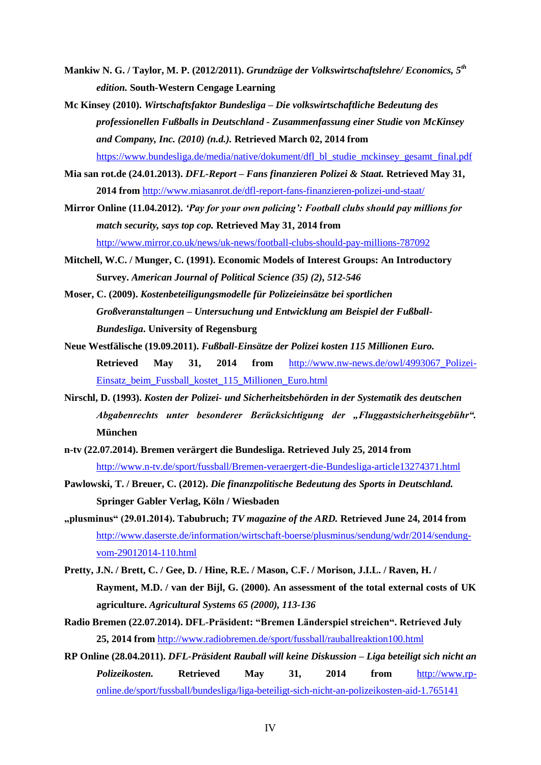**Mankiw N. G. / Taylor, M. P. (2012/2011).** ***Grundzüge der Volkswirtschaftslehre/ Economics, 5th edition.*** **South-Western Cengage Learning**

**Mc Kinsey (2010).** ***Wirtschaftsfaktor Bundesliga – Die volkswirtschaftliche Bedeutung des professionellen Fußballs in Deutschland - Zusammenfassung einer Studie von McKinsey and Company, Inc. (2010) (n.d.).*** **Retrieved March 02, 2014 from** https://www.bundesliga.de/media/native/dokument/dfl_bl_studie_mckinsey_gesamt_final.pdf

**Mia san rot.de (24.01.2013).** ***DFL-Report – Fans finanzieren Polizei & Staat.*** **Retrieved May 31, 2014 from** http://www.miasanrot.de/dfl-report-fans-finanzieren-polizei-und-staat/

**Mirror Online (11.04.2012).** ***'Pay for your own policing': Football clubs should pay millions for match security, says top cop.*** **Retrieved May 31, 2014 from** http://www.mirror.co.uk/news/uk-news/football-clubs-should-pay-millions-787092

**Mitchell, W.C. / Munger, C. (1991). Economic Models of Interest Groups: An Introductory Survey.** ***American Journal of Political Science (35) (2), 512-546***

**Moser, C. (2009).** ***Kostenbeteiligungsmodelle für Polizeieinsätze bei sportlichen Großveranstaltungen – Untersuchung und Entwicklung am Beispiel der Fußball-Bundesliga.*** **University of Regensburg**

**Neue Westfälische (19.09.2011).** ***Fußball-Einsätze der Polizei kosten 115 Millionen Euro.*** **Retrieved May 31, 2014 from** http://www.nw-news.de/owl/4993067_Polizei-Einsatz_beim_Fussball_kostet_115_Millionen_Euro.html

**Nirschl, D. (1993).** ***Kosten der Polizei- und Sicherheitsbehörden in der Systematik des deutschen Abgabenrechts unter besonderer Berücksichtigung der „Fluggastsicherheitsgebühr".*** **München**

**n-tv (22.07.2014). Bremen verärgert die Bundesliga. Retrieved July 25, 2014 from** http://www.n-tv.de/sport/fussball/Bremen-veraergert-die-Bundesliga-article13274371.html

**Pawlowski, T. / Breuer, C. (2012).** ***Die finanzpolitische Bedeutung des Sports in Deutschland.*** **Springer Gabler Verlag, Köln / Wiesbaden**

**„plusminus" (29.01.2014). Tabubruch;** ***TV magazine of the ARD.*** **Retrieved June 24, 2014 from** http://www.daserste.de/information/wirtschaft-boerse/plusminus/sendung/wdr/2014/sendung-vom-29012014-110.html

**Pretty, J.N. / Brett, C. / Gee, D. / Hine, R.E. / Mason, C.F. / Morison, J.I.L. / Raven, H. / Rayment, M.D. / van der Bijl, G. (2000). An assessment of the total external costs of UK agriculture.** ***Agricultural Systems 65 (2000), 113-136***

**Radio Bremen (22.07.2014). DFL-Präsident: "Bremen Länderspiel streichen". Retrieved July 25, 2014 from** http://www.radiobremen.de/sport/fussball/rauballreaktion100.html

**RP Online (28.04.2011).** ***DFL-Präsident Rauball will keine Diskussion – Liga beteiligt sich nicht an Polizeikosten.*** **Retrieved May 31, 2014 from** http://www.rp-online.de/sport/fussball/bundesliga/liga-beteiligt-sich-nicht-an-polizeikosten-aid-1.765141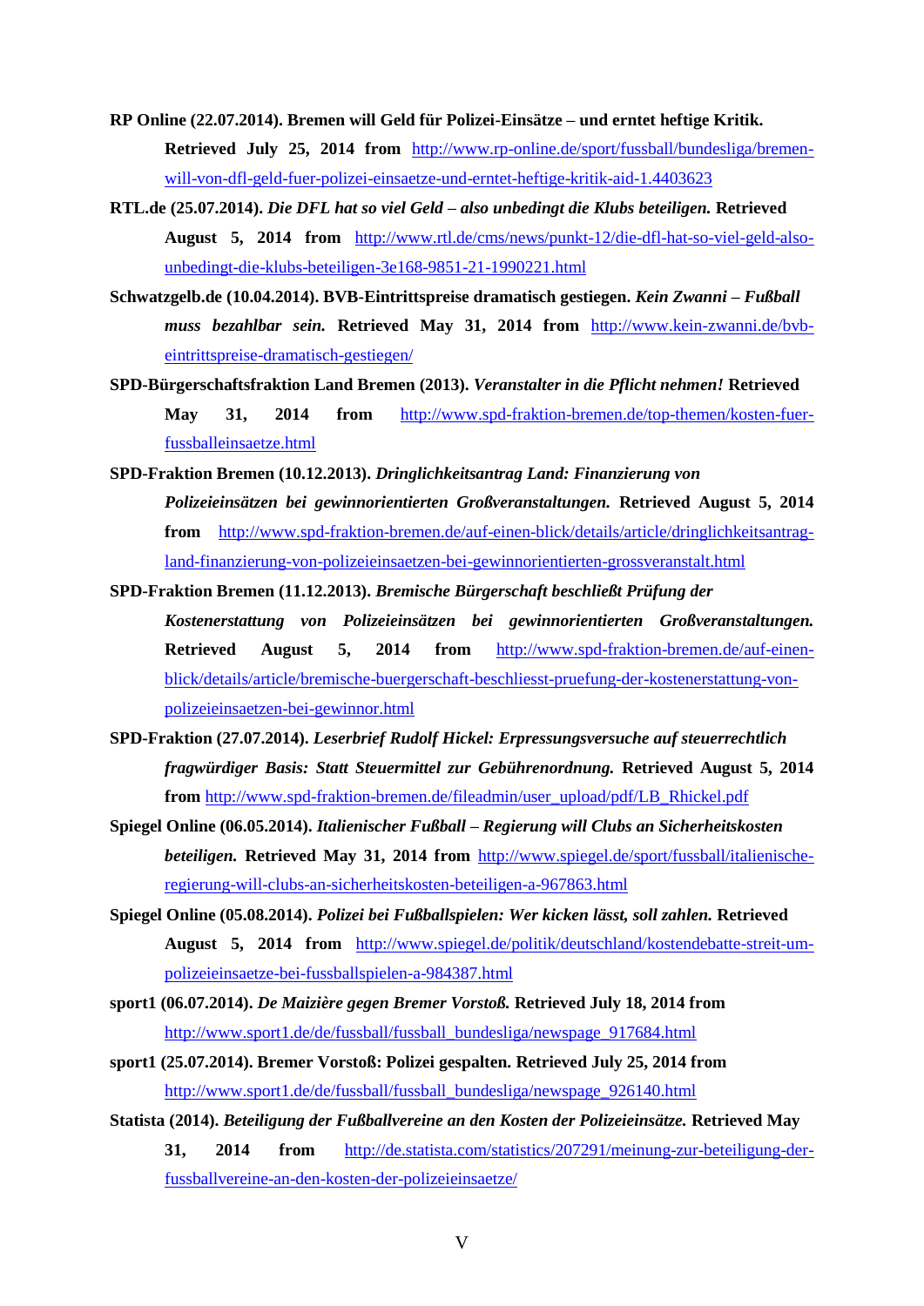**RP Online (22.07.2014). Bremen will Geld für Polizei-Einsätze – und erntet heftige Kritik. Retrieved July 25, 2014 from** http://www.rp-online.de/sport/fussball/bundesliga/bremen-will-von-dfl-geld-fuer-polizei-einsaetze-und-erntet-heftige-kritik-aid-1.4403623

**RTL.de (25.07.2014).** ***Die DFL hat so viel Geld – also unbedingt die Klubs beteiligen.*** **Retrieved August 5, 2014 from** http://www.rtl.de/cms/news/punkt-12/die-dfl-hat-so-viel-geld-also-unbedingt-die-klubs-beteiligen-3e168-9851-21-1990221.html

**Schwatzgelb.de (10.04.2014). BVB-Eintrittspreise dramatisch gestiegen.** ***Kein Zwanni – Fußball muss bezahlbar sein.*** **Retrieved May 31, 2014 from** http://www.kein-zwanni.de/bvb-eintrittspreise-dramatisch-gestiegen/

**SPD-Bürgerschaftsfraktion Land Bremen (2013).** ***Veranstalter in die Pflicht nehmen!*** **Retrieved May 31, 2014 from** http://www.spd-fraktion-bremen.de/top-themen/kosten-fuer-fussballeinsaetze.html

**SPD-Fraktion Bremen (10.12.2013).** ***Dringlichkeitsantrag Land: Finanzierung von Polizeieinsätzen bei gewinnorientierten Großveranstaltungen.*** **Retrieved August 5, 2014 from** http://www.spd-fraktion-bremen.de/auf-einen-blick/details/article/dringlichkeitsantrag-land-finanzierung-von-polizeieinsaetzen-bei-gewinnorientierten-grossveranstalt.html

**SPD-Fraktion Bremen (11.12.2013).** ***Bremische Bürgerschaft beschließt Prüfung der Kostenerstattung von Polizeieinsätzen bei gewinnorientierten Großveranstaltungen.*** **Retrieved August 5, 2014 from** http://www.spd-fraktion-bremen.de/auf-einen-blick/details/article/bremische-buergerschaft-beschliesst-pruefung-der-kostenerstattung-von-polizeieinsaetzen-bei-gewinnor.html

**SPD-Fraktion (27.07.2014).** ***Leserbrief Rudolf Hickel: Erpressungsversuche auf steuerrechtlich fragwürdiger Basis: Statt Steuermittel zur Gebührenordnung.*** **Retrieved August 5, 2014 from** http://www.spd-fraktion-bremen.de/fileadmin/user_upload/pdf/LB_Rhickel.pdf

**Spiegel Online (06.05.2014).** ***Italienischer Fußball – Regierung will Clubs an Sicherheitskosten beteiligen.*** **Retrieved May 31, 2014 from** http://www.spiegel.de/sport/fussball/italienische-regierung-will-clubs-an-sicherheitskosten-beteiligen-a-967863.html

**Spiegel Online (05.08.2014).** ***Polizei bei Fußballspielen: Wer kicken lässt, soll zahlen.*** **Retrieved August 5, 2014 from** http://www.spiegel.de/politik/deutschland/kostendebatte-streit-um-polizeieinsaetze-bei-fussballspielen-a-984387.html

**sport1 (06.07.2014).** ***De Maizière gegen Bremer Vorstoß.*** **Retrieved July 18, 2014 from** http://www.sport1.de/de/fussball/fussball_bundesliga/newspage_917684.html

**sport1 (25.07.2014). Bremer Vorstoß: Polizei gespalten. Retrieved July 25, 2014 from** http://www.sport1.de/de/fussball/fussball_bundesliga/newspage_926140.html

**Statista (2014).** ***Beteiligung der Fußballvereine an den Kosten der Polizeieinsätze.*** **Retrieved May 31, 2014 from** http://de.statista.com/statistics/207291/meinung-zur-beteiligung-der-fussballvereine-an-den-kosten-der-polizeieinsaetze/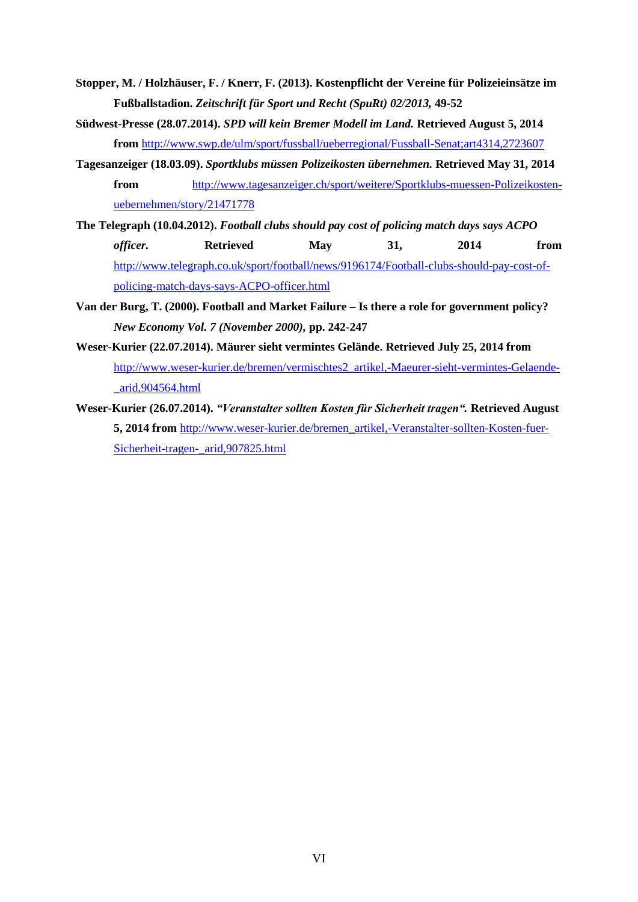**Stopper, M. / Holzhäuser, F. / Knerr, F. (2013). Kostenpflicht der Vereine für Polizeieinsätze im Fußballstadion.** ***Zeitschrift für Sport und Recht (SpuRt) 02/2013,*** **49-52**

**Südwest-Presse (28.07.2014).** ***SPD will kein Bremer Modell im Land.*** **Retrieved August 5, 2014 from** http://www.swp.de/ulm/sport/fussball/ueberregional/Fussball-Senat;art4314,2723607

**Tagesanzeiger (18.03.09).** ***Sportklubs müssen Polizeikosten übernehmen.*** **Retrieved May 31, 2014 from** http://www.tagesanzeiger.ch/sport/weitere/Sportklubs-muessen-Polizeikosten-uebernehmen/story/21471778

**The Telegraph (10.04.2012).** ***Football clubs should pay cost of policing match days says ACPO officer.*** **Retrieved May 31, 2014 from** http://www.telegraph.co.uk/sport/football/news/9196174/Football-clubs-should-pay-cost-of-policing-match-days-says-ACPO-officer.html

**Van der Burg, T. (2000). Football and Market Failure – Is there a role for government policy?** ***New Economy Vol. 7 (November 2000),*** **pp. 242-247**

**Weser-Kurier (22.07.2014). Mäurer sieht vermintes Gelände. Retrieved July 25, 2014 from** http://www.weser-kurier.de/bremen/vermischtes2_artikel,-Maeurer-sieht-vermintes-Gelaende-_arid,904564.html

**Weser-Kurier (26.07.2014).** ***"Veranstalter sollten Kosten für Sicherheit tragen".*** **Retrieved August 5, 2014 from** http://www.weser-kurier.de/bremen_artikel,-Veranstalter-sollten-Kosten-fuer-Sicherheit-tragen-_arid,907825.html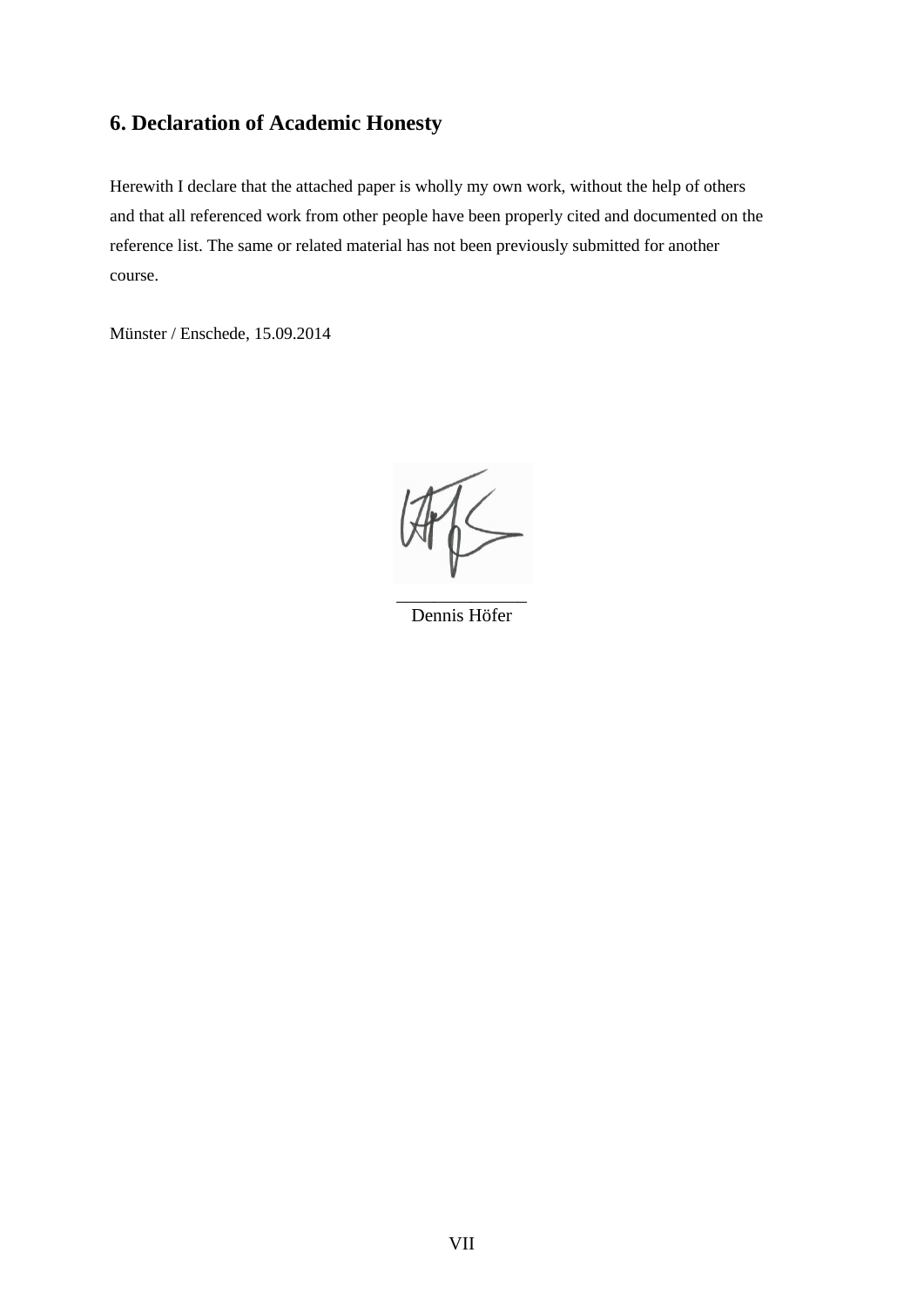## 6. Declaration of Academic Honesty

Herewith I declare that the attached paper is wholly my own work, without the help of others and that all referenced work from other people have been properly cited and documented on the reference list. The same or related material has not been previously submitted for another course.

Münster / Enschede, 15.09.2014

______________

Dennis Höfer